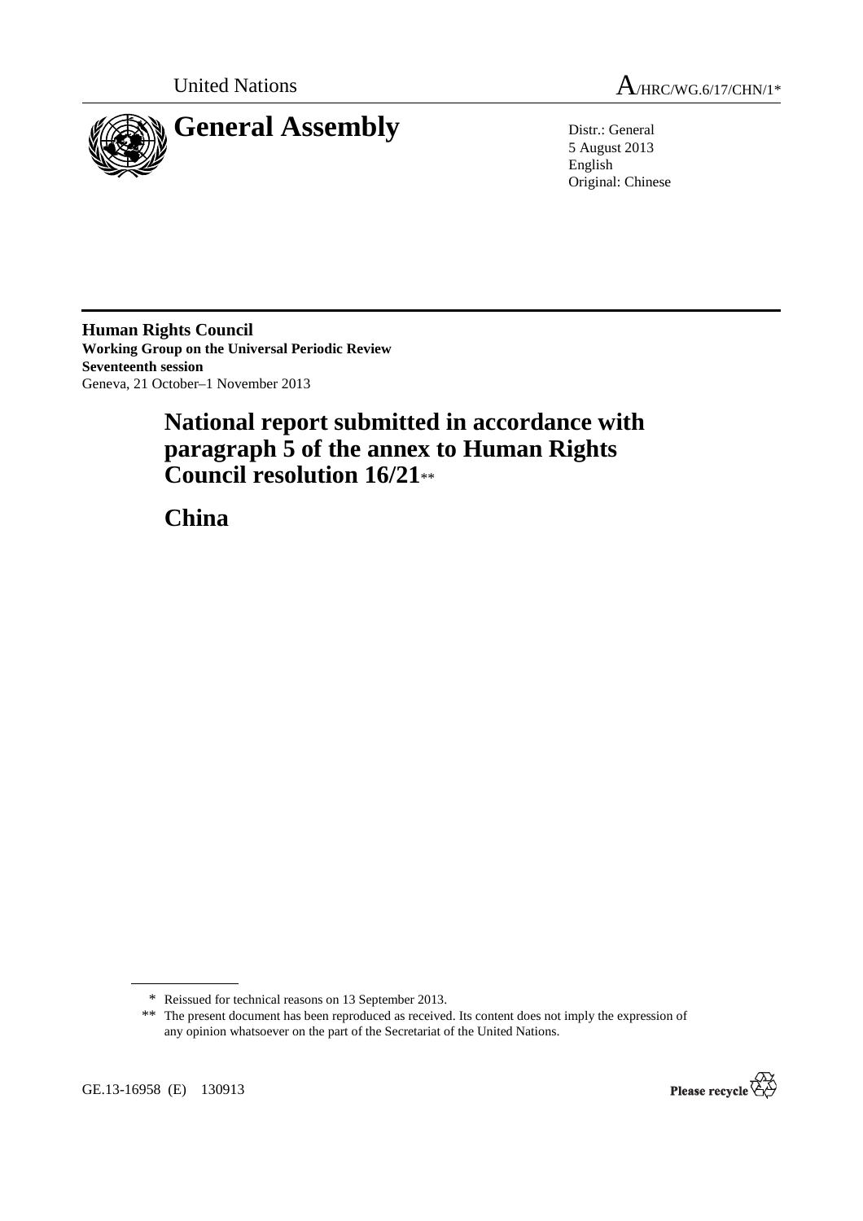United Nations A/HRC/WG.6/17/CHN/1*

# General Assembly

Distr.: General
5 August 2013
English
Original: Chinese

**Human Rights Council**
**Working Group on the Universal Periodic Review**
**Seventeenth session**
Geneva, 21 October–1 November 2013

# National report submitted in accordance with paragraph 5 of the annex to Human Rights Council resolution 16/21**

# China

\* Reissued for technical reasons on 13 September 2013.

\*\* The present document has been reproduced as received. Its content does not imply the expression of any opinion whatsoever on the part of the Secretariat of the United Nations.

GE.13-16958 (E) 130913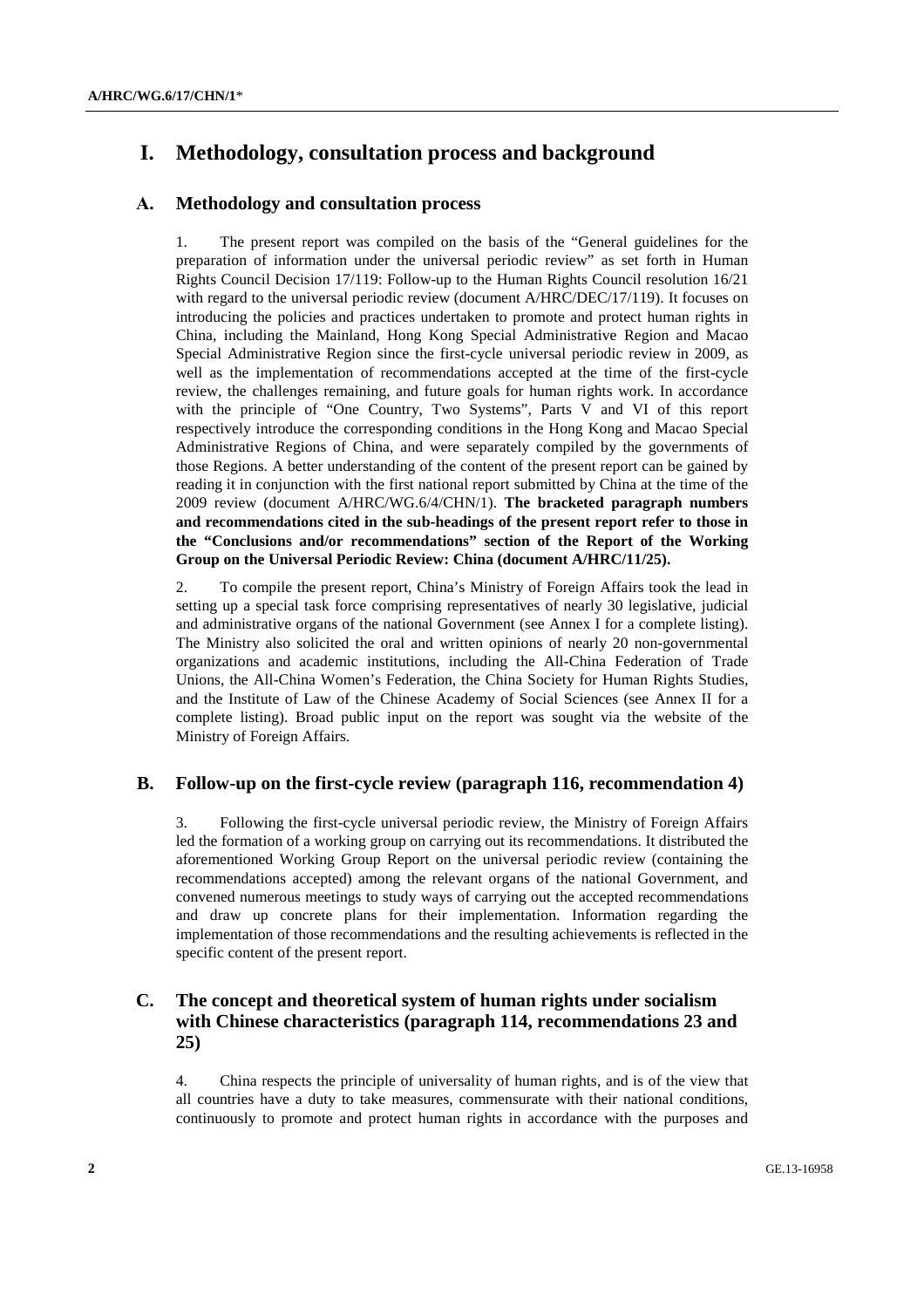# I. Methodology, consultation process and background

## A. Methodology and consultation process

1. The present report was compiled on the basis of the "General guidelines for the preparation of information under the universal periodic review" as set forth in Human Rights Council Decision 17/119: Follow-up to the Human Rights Council resolution 16/21 with regard to the universal periodic review (document A/HRC/DEC/17/119). It focuses on introducing the policies and practices undertaken to promote and protect human rights in China, including the Mainland, Hong Kong Special Administrative Region and Macao Special Administrative Region since the first-cycle universal periodic review in 2009, as well as the implementation of recommendations accepted at the time of the first-cycle review, the challenges remaining, and future goals for human rights work. In accordance with the principle of "One Country, Two Systems", Parts V and VI of this report respectively introduce the corresponding conditions in the Hong Kong and Macao Special Administrative Regions of China, and were separately compiled by the governments of those Regions. A better understanding of the content of the present report can be gained by reading it in conjunction with the first national report submitted by China at the time of the 2009 review (document A/HRC/WG.6/4/CHN/1). **The bracketed paragraph numbers and recommendations cited in the sub-headings of the present report refer to those in the "Conclusions and/or recommendations" section of the Report of the Working Group on the Universal Periodic Review: China (document A/HRC/11/25).**

2. To compile the present report, China's Ministry of Foreign Affairs took the lead in setting up a special task force comprising representatives of nearly 30 legislative, judicial and administrative organs of the national Government (see Annex I for a complete listing). The Ministry also solicited the oral and written opinions of nearly 20 non-governmental organizations and academic institutions, including the All-China Federation of Trade Unions, the All-China Women's Federation, the China Society for Human Rights Studies, and the Institute of Law of the Chinese Academy of Social Sciences (see Annex II for a complete listing). Broad public input on the report was sought via the website of the Ministry of Foreign Affairs.

## B. Follow-up on the first-cycle review (paragraph 116, recommendation 4)

3. Following the first-cycle universal periodic review, the Ministry of Foreign Affairs led the formation of a working group on carrying out its recommendations. It distributed the aforementioned Working Group Report on the universal periodic review (containing the recommendations accepted) among the relevant organs of the national Government, and convened numerous meetings to study ways of carrying out the accepted recommendations and draw up concrete plans for their implementation. Information regarding the implementation of those recommendations and the resulting achievements is reflected in the specific content of the present report.

## C. The concept and theoretical system of human rights under socialism with Chinese characteristics (paragraph 114, recommendations 23 and 25)

4. China respects the principle of universality of human rights, and is of the view that all countries have a duty to take measures, commensurate with their national conditions, continuously to promote and protect human rights in accordance with the purposes and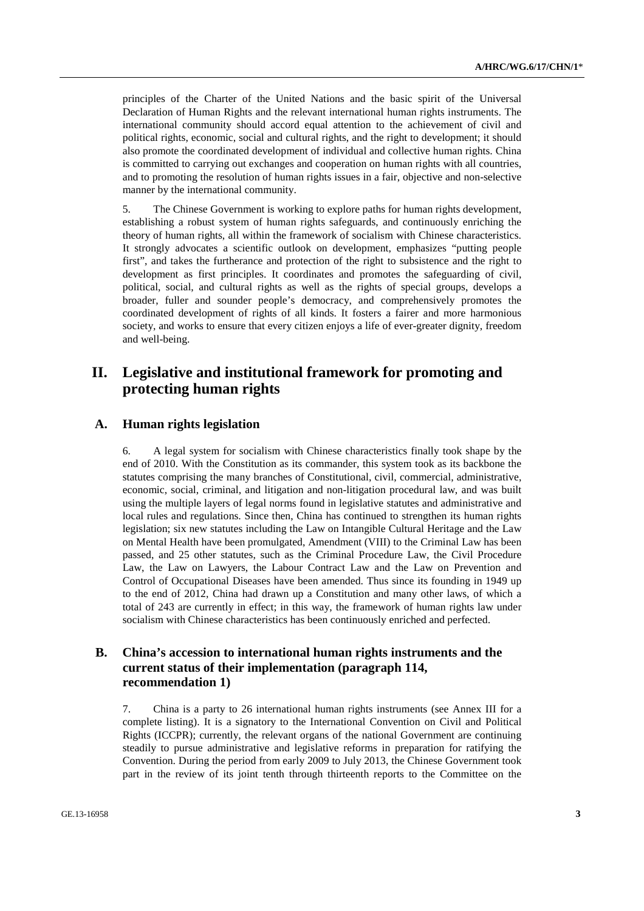principles of the Charter of the United Nations and the basic spirit of the Universal Declaration of Human Rights and the relevant international human rights instruments. The international community should accord equal attention to the achievement of civil and political rights, economic, social and cultural rights, and the right to development; it should also promote the coordinated development of individual and collective human rights. China is committed to carrying out exchanges and cooperation on human rights with all countries, and to promoting the resolution of human rights issues in a fair, objective and non-selective manner by the international community.

5. The Chinese Government is working to explore paths for human rights development, establishing a robust system of human rights safeguards, and continuously enriching the theory of human rights, all within the framework of socialism with Chinese characteristics. It strongly advocates a scientific outlook on development, emphasizes "putting people first", and takes the furtherance and protection of the right to subsistence and the right to development as first principles. It coordinates and promotes the safeguarding of civil, political, social, and cultural rights as well as the rights of special groups, develops a broader, fuller and sounder people's democracy, and comprehensively promotes the coordinated development of rights of all kinds. It fosters a fairer and more harmonious society, and works to ensure that every citizen enjoys a life of ever-greater dignity, freedom and well-being.

## II. Legislative and institutional framework for promoting and protecting human rights

### A. Human rights legislation

6. A legal system for socialism with Chinese characteristics finally took shape by the end of 2010. With the Constitution as its commander, this system took as its backbone the statutes comprising the many branches of Constitutional, civil, commercial, administrative, economic, social, criminal, and litigation and non-litigation procedural law, and was built using the multiple layers of legal norms found in legislative statutes and administrative and local rules and regulations. Since then, China has continued to strengthen its human rights legislation; six new statutes including the Law on Intangible Cultural Heritage and the Law on Mental Health have been promulgated, Amendment (VIII) to the Criminal Law has been passed, and 25 other statutes, such as the Criminal Procedure Law, the Civil Procedure Law, the Law on Lawyers, the Labour Contract Law and the Law on Prevention and Control of Occupational Diseases have been amended. Thus since its founding in 1949 up to the end of 2012, China had drawn up a Constitution and many other laws, of which a total of 243 are currently in effect; in this way, the framework of human rights law under socialism with Chinese characteristics has been continuously enriched and perfected.

### B. China's accession to international human rights instruments and the current status of their implementation (paragraph 114, recommendation 1)

7. China is a party to 26 international human rights instruments (see Annex III for a complete listing). It is a signatory to the International Convention on Civil and Political Rights (ICCPR); currently, the relevant organs of the national Government are continuing steadily to pursue administrative and legislative reforms in preparation for ratifying the Convention. During the period from early 2009 to July 2013, the Chinese Government took part in the review of its joint tenth through thirteenth reports to the Committee on the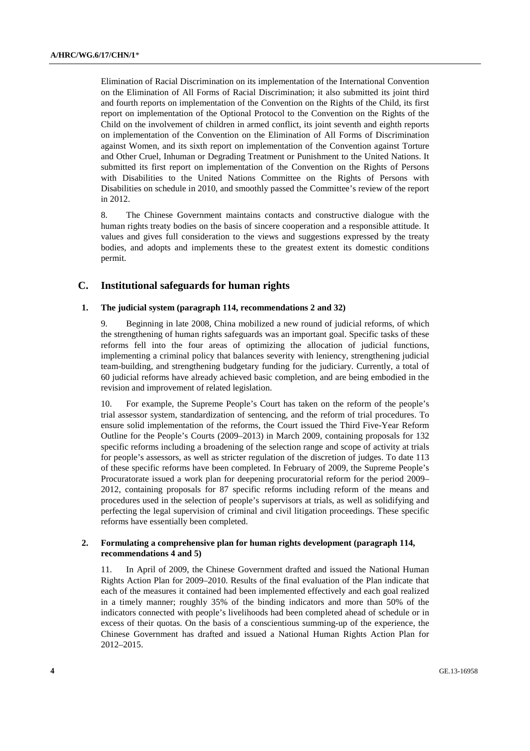Elimination of Racial Discrimination on its implementation of the International Convention on the Elimination of All Forms of Racial Discrimination; it also submitted its joint third and fourth reports on implementation of the Convention on the Rights of the Child, its first report on implementation of the Optional Protocol to the Convention on the Rights of the Child on the involvement of children in armed conflict, its joint seventh and eighth reports on implementation of the Convention on the Elimination of All Forms of Discrimination against Women, and its sixth report on implementation of the Convention against Torture and Other Cruel, Inhuman or Degrading Treatment or Punishment to the United Nations. It submitted its first report on implementation of the Convention on the Rights of Persons with Disabilities to the United Nations Committee on the Rights of Persons with Disabilities on schedule in 2010, and smoothly passed the Committee's review of the report in 2012.

8. The Chinese Government maintains contacts and constructive dialogue with the human rights treaty bodies on the basis of sincere cooperation and a responsible attitude. It values and gives full consideration to the views and suggestions expressed by the treaty bodies, and adopts and implements these to the greatest extent its domestic conditions permit.

## C. Institutional safeguards for human rights

### 1. The judicial system (paragraph 114, recommendations 2 and 32)

9. Beginning in late 2008, China mobilized a new round of judicial reforms, of which the strengthening of human rights safeguards was an important goal. Specific tasks of these reforms fell into the four areas of optimizing the allocation of judicial functions, implementing a criminal policy that balances severity with leniency, strengthening judicial team-building, and strengthening budgetary funding for the judiciary. Currently, a total of 60 judicial reforms have already achieved basic completion, and are being embodied in the revision and improvement of related legislation.

10. For example, the Supreme People's Court has taken on the reform of the people's trial assessor system, standardization of sentencing, and the reform of trial procedures. To ensure solid implementation of the reforms, the Court issued the Third Five-Year Reform Outline for the People's Courts (2009–2013) in March 2009, containing proposals for 132 specific reforms including a broadening of the selection range and scope of activity at trials for people's assessors, as well as stricter regulation of the discretion of judges. To date 113 of these specific reforms have been completed. In February of 2009, the Supreme People's Procuratorate issued a work plan for deepening procuratorial reform for the period 2009–2012, containing proposals for 87 specific reforms including reform of the means and procedures used in the selection of people's supervisors at trials, as well as solidifying and perfecting the legal supervision of criminal and civil litigation proceedings. These specific reforms have essentially been completed.

### 2. Formulating a comprehensive plan for human rights development (paragraph 114, recommendations 4 and 5)

11. In April of 2009, the Chinese Government drafted and issued the National Human Rights Action Plan for 2009–2010. Results of the final evaluation of the Plan indicate that each of the measures it contained had been implemented effectively and each goal realized in a timely manner; roughly 35% of the binding indicators and more than 50% of the indicators connected with people's livelihoods had been completed ahead of schedule or in excess of their quotas. On the basis of a conscientious summing-up of the experience, the Chinese Government has drafted and issued a National Human Rights Action Plan for 2012–2015.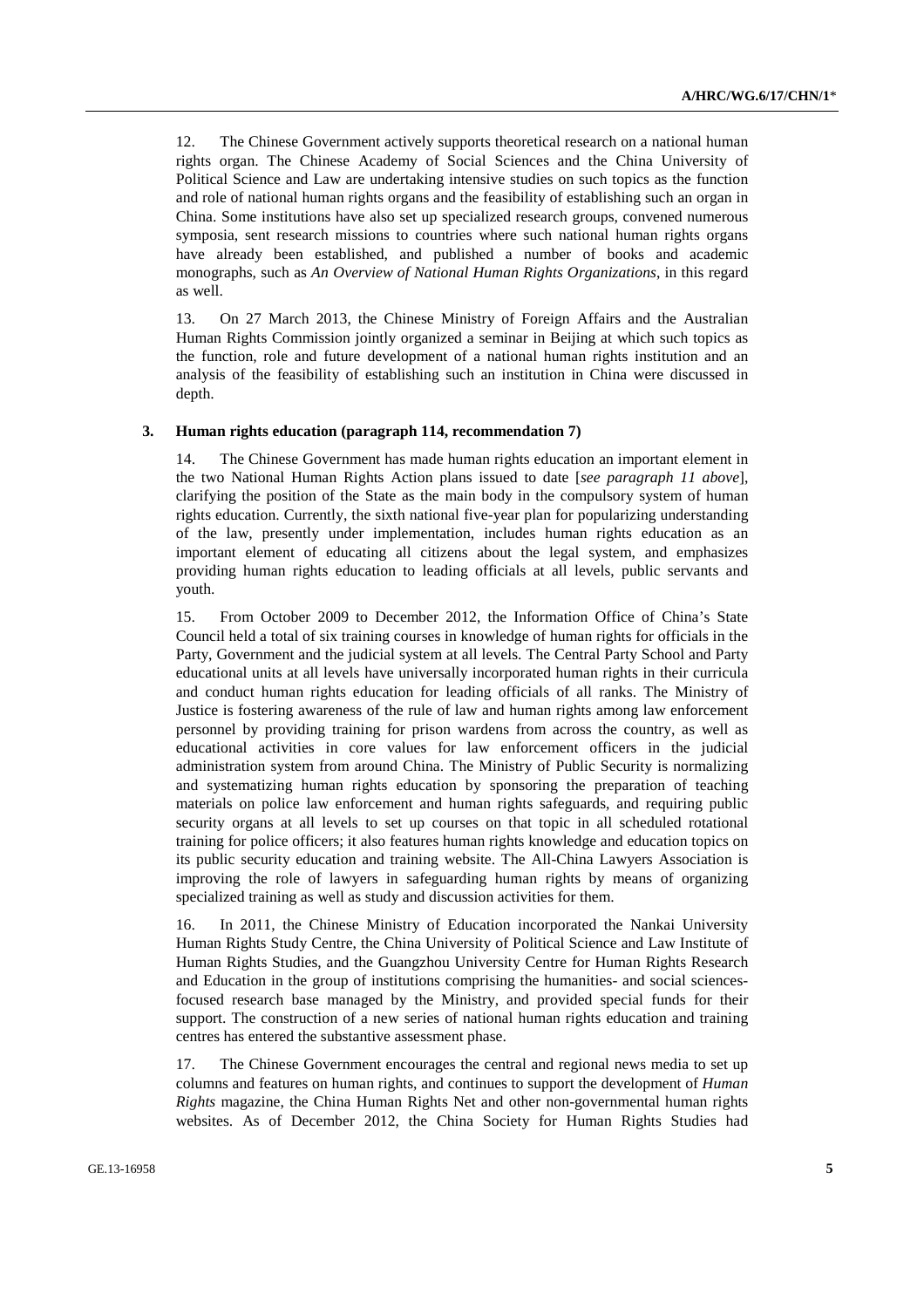12. The Chinese Government actively supports theoretical research on a national human rights organ. The Chinese Academy of Social Sciences and the China University of Political Science and Law are undertaking intensive studies on such topics as the function and role of national human rights organs and the feasibility of establishing such an organ in China. Some institutions have also set up specialized research groups, convened numerous symposia, sent research missions to countries where such national human rights organs have already been established, and published a number of books and academic monographs, such as *An Overview of National Human Rights Organizations*, in this regard as well.

13. On 27 March 2013, the Chinese Ministry of Foreign Affairs and the Australian Human Rights Commission jointly organized a seminar in Beijing at which such topics as the function, role and future development of a national human rights institution and an analysis of the feasibility of establishing such an institution in China were discussed in depth.

### 3. Human rights education (paragraph 114, recommendation 7)

14. The Chinese Government has made human rights education an important element in the two National Human Rights Action plans issued to date [*see paragraph 11 above*], clarifying the position of the State as the main body in the compulsory system of human rights education. Currently, the sixth national five-year plan for popularizing understanding of the law, presently under implementation, includes human rights education as an important element of educating all citizens about the legal system, and emphasizes providing human rights education to leading officials at all levels, public servants and youth.

15. From October 2009 to December 2012, the Information Office of China's State Council held a total of six training courses in knowledge of human rights for officials in the Party, Government and the judicial system at all levels. The Central Party School and Party educational units at all levels have universally incorporated human rights in their curricula and conduct human rights education for leading officials of all ranks. The Ministry of Justice is fostering awareness of the rule of law and human rights among law enforcement personnel by providing training for prison wardens from across the country, as well as educational activities in core values for law enforcement officers in the judicial administration system from around China. The Ministry of Public Security is normalizing and systematizing human rights education by sponsoring the preparation of teaching materials on police law enforcement and human rights safeguards, and requiring public security organs at all levels to set up courses on that topic in all scheduled rotational training for police officers; it also features human rights knowledge and education topics on its public security education and training website. The All-China Lawyers Association is improving the role of lawyers in safeguarding human rights by means of organizing specialized training as well as study and discussion activities for them.

16. In 2011, the Chinese Ministry of Education incorporated the Nankai University Human Rights Study Centre, the China University of Political Science and Law Institute of Human Rights Studies, and the Guangzhou University Centre for Human Rights Research and Education in the group of institutions comprising the humanities- and social sciences-focused research base managed by the Ministry, and provided special funds for their support. The construction of a new series of national human rights education and training centres has entered the substantive assessment phase.

17. The Chinese Government encourages the central and regional news media to set up columns and features on human rights, and continues to support the development of *Human Rights* magazine, the China Human Rights Net and other non-governmental human rights websites. As of December 2012, the China Society for Human Rights Studies had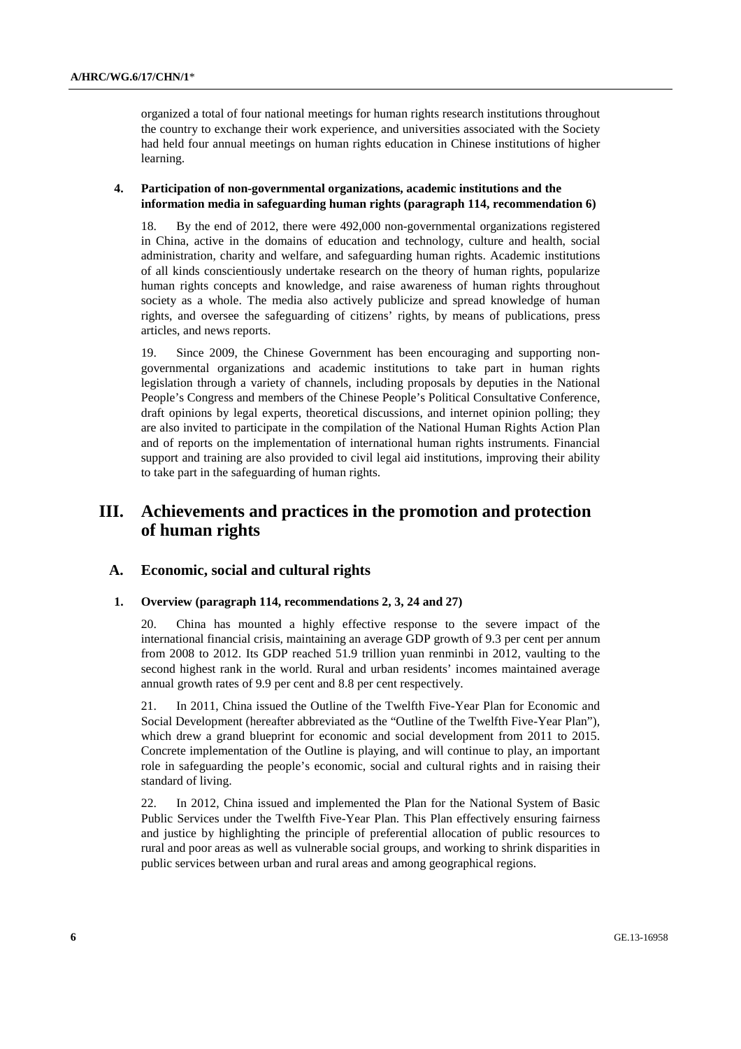organized a total of four national meetings for human rights research institutions throughout the country to exchange their work experience, and universities associated with the Society had held four annual meetings on human rights education in Chinese institutions of higher learning.

### 4. Participation of non-governmental organizations, academic institutions and the information media in safeguarding human rights (paragraph 114, recommendation 6)

18. By the end of 2012, there were 492,000 non-governmental organizations registered in China, active in the domains of education and technology, culture and health, social administration, charity and welfare, and safeguarding human rights. Academic institutions of all kinds conscientiously undertake research on the theory of human rights, popularize human rights concepts and knowledge, and raise awareness of human rights throughout society as a whole. The media also actively publicize and spread knowledge of human rights, and oversee the safeguarding of citizens' rights, by means of publications, press articles, and news reports.

19. Since 2009, the Chinese Government has been encouraging and supporting non-governmental organizations and academic institutions to take part in human rights legislation through a variety of channels, including proposals by deputies in the National People's Congress and members of the Chinese People's Political Consultative Conference, draft opinions by legal experts, theoretical discussions, and internet opinion polling; they are also invited to participate in the compilation of the National Human Rights Action Plan and of reports on the implementation of international human rights instruments. Financial support and training are also provided to civil legal aid institutions, improving their ability to take part in the safeguarding of human rights.

# III. Achievements and practices in the promotion and protection of human rights

## A. Economic, social and cultural rights

### 1. Overview (paragraph 114, recommendations 2, 3, 24 and 27)

20. China has mounted a highly effective response to the severe impact of the international financial crisis, maintaining an average GDP growth of 9.3 per cent per annum from 2008 to 2012. Its GDP reached 51.9 trillion yuan renminbi in 2012, vaulting to the second highest rank in the world. Rural and urban residents' incomes maintained average annual growth rates of 9.9 per cent and 8.8 per cent respectively.

21. In 2011, China issued the Outline of the Twelfth Five-Year Plan for Economic and Social Development (hereafter abbreviated as the "Outline of the Twelfth Five-Year Plan"), which drew a grand blueprint for economic and social development from 2011 to 2015. Concrete implementation of the Outline is playing, and will continue to play, an important role in safeguarding the people's economic, social and cultural rights and in raising their standard of living.

22. In 2012, China issued and implemented the Plan for the National System of Basic Public Services under the Twelfth Five-Year Plan. This Plan effectively ensuring fairness and justice by highlighting the principle of preferential allocation of public resources to rural and poor areas as well as vulnerable social groups, and working to shrink disparities in public services between urban and rural areas and among geographical regions.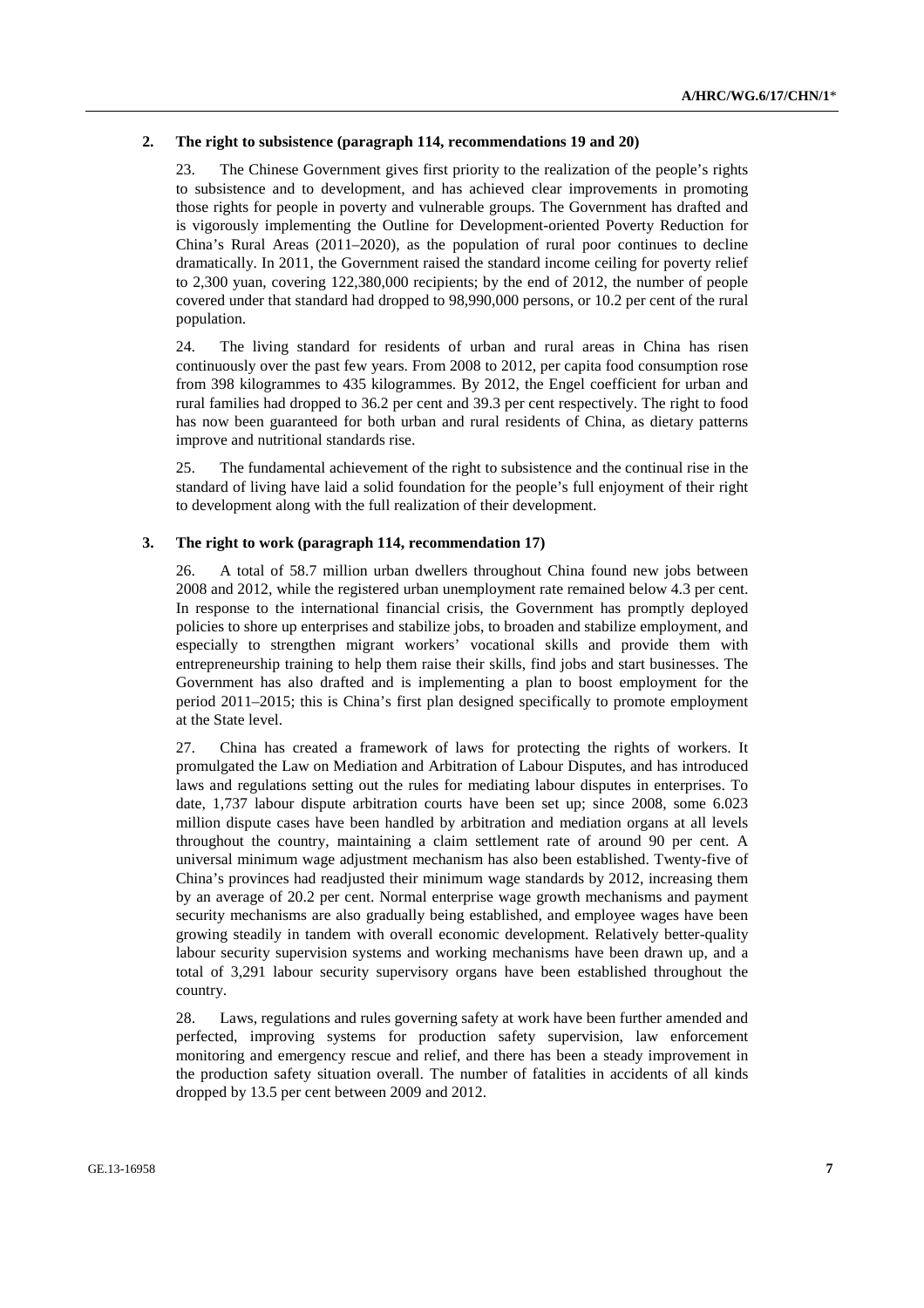### 2. The right to subsistence (paragraph 114, recommendations 19 and 20)

23. The Chinese Government gives first priority to the realization of the people's rights to subsistence and to development, and has achieved clear improvements in promoting those rights for people in poverty and vulnerable groups. The Government has drafted and is vigorously implementing the Outline for Development-oriented Poverty Reduction for China's Rural Areas (2011–2020), as the population of rural poor continues to decline dramatically. In 2011, the Government raised the standard income ceiling for poverty relief to 2,300 yuan, covering 122,380,000 recipients; by the end of 2012, the number of people covered under that standard had dropped to 98,990,000 persons, or 10.2 per cent of the rural population.

24. The living standard for residents of urban and rural areas in China has risen continuously over the past few years. From 2008 to 2012, per capita food consumption rose from 398 kilogrammes to 435 kilogrammes. By 2012, the Engel coefficient for urban and rural families had dropped to 36.2 per cent and 39.3 per cent respectively. The right to food has now been guaranteed for both urban and rural residents of China, as dietary patterns improve and nutritional standards rise.

25. The fundamental achievement of the right to subsistence and the continual rise in the standard of living have laid a solid foundation for the people's full enjoyment of their right to development along with the full realization of their development.

### 3. The right to work (paragraph 114, recommendation 17)

26. A total of 58.7 million urban dwellers throughout China found new jobs between 2008 and 2012, while the registered urban unemployment rate remained below 4.3 per cent. In response to the international financial crisis, the Government has promptly deployed policies to shore up enterprises and stabilize jobs, to broaden and stabilize employment, and especially to strengthen migrant workers' vocational skills and provide them with entrepreneurship training to help them raise their skills, find jobs and start businesses. The Government has also drafted and is implementing a plan to boost employment for the period 2011–2015; this is China's first plan designed specifically to promote employment at the State level.

27. China has created a framework of laws for protecting the rights of workers. It promulgated the Law on Mediation and Arbitration of Labour Disputes, and has introduced laws and regulations setting out the rules for mediating labour disputes in enterprises. To date, 1,737 labour dispute arbitration courts have been set up; since 2008, some 6.023 million dispute cases have been handled by arbitration and mediation organs at all levels throughout the country, maintaining a claim settlement rate of around 90 per cent. A universal minimum wage adjustment mechanism has also been established. Twenty-five of China's provinces had readjusted their minimum wage standards by 2012, increasing them by an average of 20.2 per cent. Normal enterprise wage growth mechanisms and payment security mechanisms are also gradually being established, and employee wages have been growing steadily in tandem with overall economic development. Relatively better-quality labour security supervision systems and working mechanisms have been drawn up, and a total of 3,291 labour security supervisory organs have been established throughout the country.

28. Laws, regulations and rules governing safety at work have been further amended and perfected, improving systems for production safety supervision, law enforcement monitoring and emergency rescue and relief, and there has been a steady improvement in the production safety situation overall. The number of fatalities in accidents of all kinds dropped by 13.5 per cent between 2009 and 2012.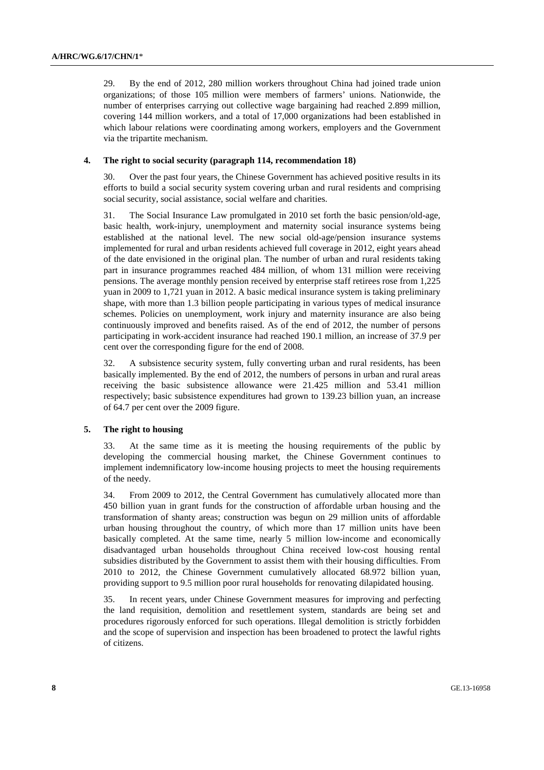29. By the end of 2012, 280 million workers throughout China had joined trade union organizations; of those 105 million were members of farmers' unions. Nationwide, the number of enterprises carrying out collective wage bargaining had reached 2.899 million, covering 144 million workers, and a total of 17,000 organizations had been established in which labour relations were coordinating among workers, employers and the Government via the tripartite mechanism.

#### 4. The right to social security (paragraph 114, recommendation 18)

30. Over the past four years, the Chinese Government has achieved positive results in its efforts to build a social security system covering urban and rural residents and comprising social security, social assistance, social welfare and charities.

31. The Social Insurance Law promulgated in 2010 set forth the basic pension/old-age, basic health, work-injury, unemployment and maternity social insurance systems being established at the national level. The new social old-age/pension insurance systems implemented for rural and urban residents achieved full coverage in 2012, eight years ahead of the date envisioned in the original plan. The number of urban and rural residents taking part in insurance programmes reached 484 million, of whom 131 million were receiving pensions. The average monthly pension received by enterprise staff retirees rose from 1,225 yuan in 2009 to 1,721 yuan in 2012. A basic medical insurance system is taking preliminary shape, with more than 1.3 billion people participating in various types of medical insurance schemes. Policies on unemployment, work injury and maternity insurance are also being continuously improved and benefits raised. As of the end of 2012, the number of persons participating in work-accident insurance had reached 190.1 million, an increase of 37.9 per cent over the corresponding figure for the end of 2008.

32. A subsistence security system, fully converting urban and rural residents, has been basically implemented. By the end of 2012, the numbers of persons in urban and rural areas receiving the basic subsistence allowance were 21.425 million and 53.41 million respectively; basic subsistence expenditures had grown to 139.23 billion yuan, an increase of 64.7 per cent over the 2009 figure.

#### 5. The right to housing

33. At the same time as it is meeting the housing requirements of the public by developing the commercial housing market, the Chinese Government continues to implement indemnificatory low-income housing projects to meet the housing requirements of the needy.

34. From 2009 to 2012, the Central Government has cumulatively allocated more than 450 billion yuan in grant funds for the construction of affordable urban housing and the transformation of shanty areas; construction was begun on 29 million units of affordable urban housing throughout the country, of which more than 17 million units have been basically completed. At the same time, nearly 5 million low-income and economically disadvantaged urban households throughout China received low-cost housing rental subsidies distributed by the Government to assist them with their housing difficulties. From 2010 to 2012, the Chinese Government cumulatively allocated 68.972 billion yuan, providing support to 9.5 million poor rural households for renovating dilapidated housing.

35. In recent years, under Chinese Government measures for improving and perfecting the land requisition, demolition and resettlement system, standards are being set and procedures rigorously enforced for such operations. Illegal demolition is strictly forbidden and the scope of supervision and inspection has been broadened to protect the lawful rights of citizens.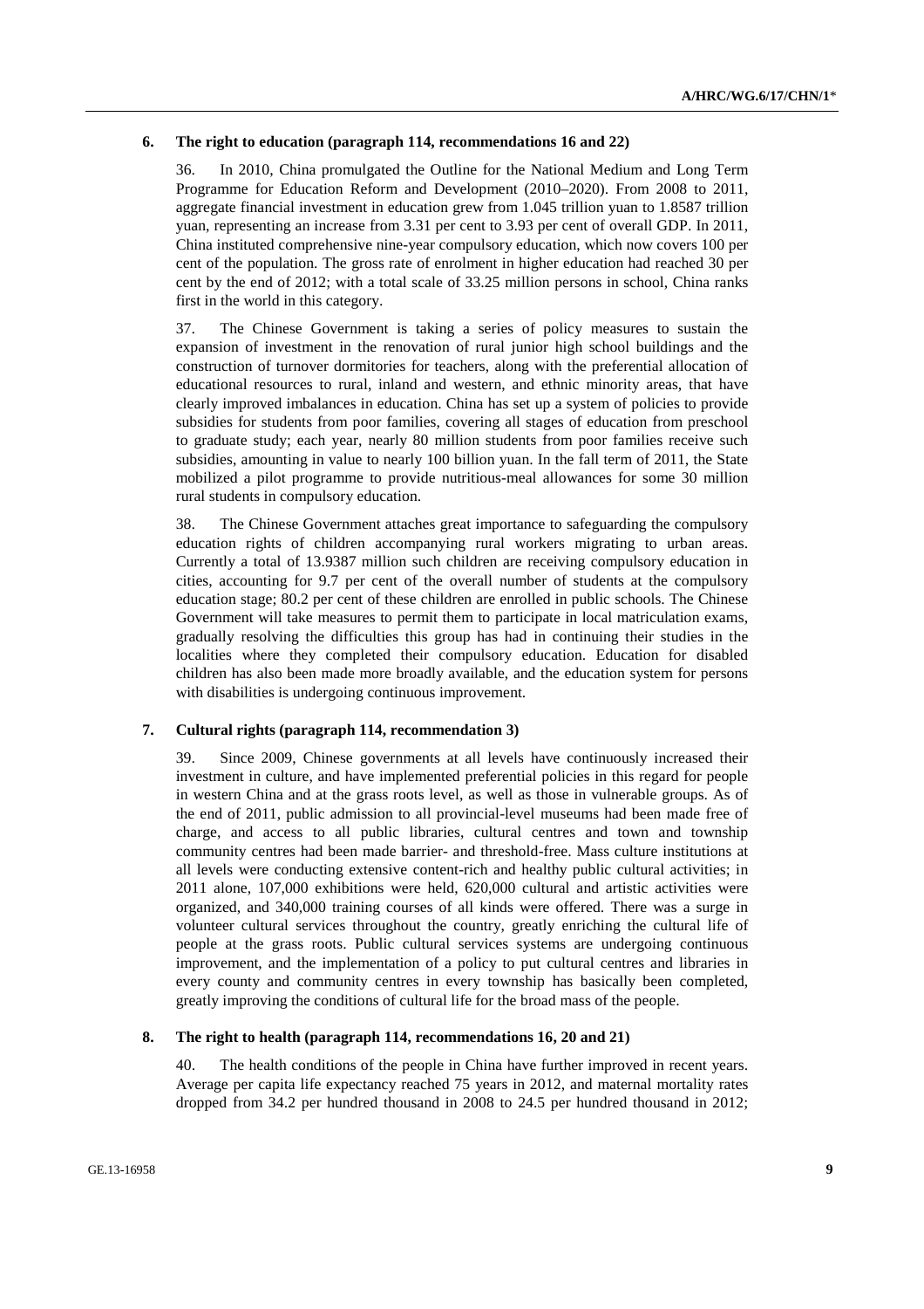### 6. The right to education (paragraph 114, recommendations 16 and 22)

36. In 2010, China promulgated the Outline for the National Medium and Long Term Programme for Education Reform and Development (2010–2020). From 2008 to 2011, aggregate financial investment in education grew from 1.045 trillion yuan to 1.8587 trillion yuan, representing an increase from 3.31 per cent to 3.93 per cent of overall GDP. In 2011, China instituted comprehensive nine-year compulsory education, which now covers 100 per cent of the population. The gross rate of enrolment in higher education had reached 30 per cent by the end of 2012; with a total scale of 33.25 million persons in school, China ranks first in the world in this category.

37. The Chinese Government is taking a series of policy measures to sustain the expansion of investment in the renovation of rural junior high school buildings and the construction of turnover dormitories for teachers, along with the preferential allocation of educational resources to rural, inland and western, and ethnic minority areas, that have clearly improved imbalances in education. China has set up a system of policies to provide subsidies for students from poor families, covering all stages of education from preschool to graduate study; each year, nearly 80 million students from poor families receive such subsidies, amounting in value to nearly 100 billion yuan. In the fall term of 2011, the State mobilized a pilot programme to provide nutritious-meal allowances for some 30 million rural students in compulsory education.

38. The Chinese Government attaches great importance to safeguarding the compulsory education rights of children accompanying rural workers migrating to urban areas. Currently a total of 13.9387 million such children are receiving compulsory education in cities, accounting for 9.7 per cent of the overall number of students at the compulsory education stage; 80.2 per cent of these children are enrolled in public schools. The Chinese Government will take measures to permit them to participate in local matriculation exams, gradually resolving the difficulties this group has had in continuing their studies in the localities where they completed their compulsory education. Education for disabled children has also been made more broadly available, and the education system for persons with disabilities is undergoing continuous improvement.

### 7. Cultural rights (paragraph 114, recommendation 3)

39. Since 2009, Chinese governments at all levels have continuously increased their investment in culture, and have implemented preferential policies in this regard for people in western China and at the grass roots level, as well as those in vulnerable groups. As of the end of 2011, public admission to all provincial-level museums had been made free of charge, and access to all public libraries, cultural centres and town and township community centres had been made barrier- and threshold-free. Mass culture institutions at all levels were conducting extensive content-rich and healthy public cultural activities; in 2011 alone, 107,000 exhibitions were held, 620,000 cultural and artistic activities were organized, and 340,000 training courses of all kinds were offered. There was a surge in volunteer cultural services throughout the country, greatly enriching the cultural life of people at the grass roots. Public cultural services systems are undergoing continuous improvement, and the implementation of a policy to put cultural centres and libraries in every county and community centres in every township has basically been completed, greatly improving the conditions of cultural life for the broad mass of the people.

### 8. The right to health (paragraph 114, recommendations 16, 20 and 21)

40. The health conditions of the people in China have further improved in recent years. Average per capita life expectancy reached 75 years in 2012, and maternal mortality rates dropped from 34.2 per hundred thousand in 2008 to 24.5 per hundred thousand in 2012;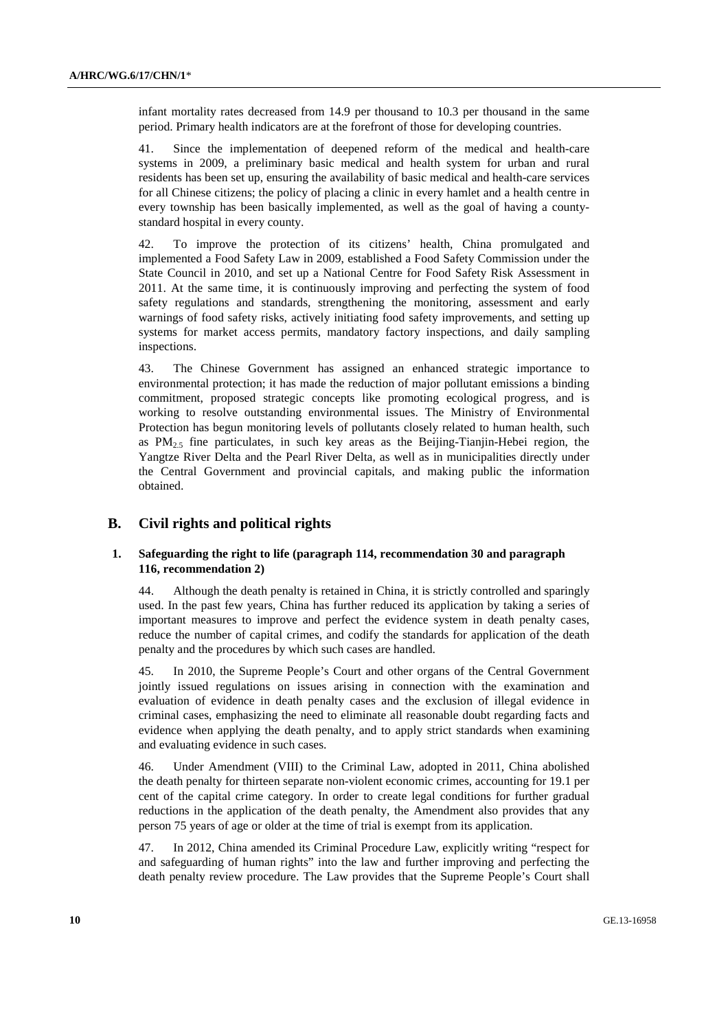infant mortality rates decreased from 14.9 per thousand to 10.3 per thousand in the same period. Primary health indicators are at the forefront of those for developing countries.

41. Since the implementation of deepened reform of the medical and health-care systems in 2009, a preliminary basic medical and health system for urban and rural residents has been set up, ensuring the availability of basic medical and health-care services for all Chinese citizens; the policy of placing a clinic in every hamlet and a health centre in every township has been basically implemented, as well as the goal of having a county-standard hospital in every county.

42. To improve the protection of its citizens' health, China promulgated and implemented a Food Safety Law in 2009, established a Food Safety Commission under the State Council in 2010, and set up a National Centre for Food Safety Risk Assessment in 2011. At the same time, it is continuously improving and perfecting the system of food safety regulations and standards, strengthening the monitoring, assessment and early warnings of food safety risks, actively initiating food safety improvements, and setting up systems for market access permits, mandatory factory inspections, and daily sampling inspections.

43. The Chinese Government has assigned an enhanced strategic importance to environmental protection; it has made the reduction of major pollutant emissions a binding commitment, proposed strategic concepts like promoting ecological progress, and is working to resolve outstanding environmental issues. The Ministry of Environmental Protection has begun monitoring levels of pollutants closely related to human health, such as $PM_{2.5}$ fine particulates, in such key areas as the Beijing-Tianjin-Hebei region, the Yangtze River Delta and the Pearl River Delta, as well as in municipalities directly under the Central Government and provincial capitals, and making public the information obtained.

## B. Civil rights and political rights

### 1. Safeguarding the right to life (paragraph 114, recommendation 30 and paragraph 116, recommendation 2)

44. Although the death penalty is retained in China, it is strictly controlled and sparingly used. In the past few years, China has further reduced its application by taking a series of important measures to improve and perfect the evidence system in death penalty cases, reduce the number of capital crimes, and codify the standards for application of the death penalty and the procedures by which such cases are handled.

45. In 2010, the Supreme People's Court and other organs of the Central Government jointly issued regulations on issues arising in connection with the examination and evaluation of evidence in death penalty cases and the exclusion of illegal evidence in criminal cases, emphasizing the need to eliminate all reasonable doubt regarding facts and evidence when applying the death penalty, and to apply strict standards when examining and evaluating evidence in such cases.

46. Under Amendment (VIII) to the Criminal Law, adopted in 2011, China abolished the death penalty for thirteen separate non-violent economic crimes, accounting for 19.1 per cent of the capital crime category. In order to create legal conditions for further gradual reductions in the application of the death penalty, the Amendment also provides that any person 75 years of age or older at the time of trial is exempt from its application.

47. In 2012, China amended its Criminal Procedure Law, explicitly writing "respect for and safeguarding of human rights" into the law and further improving and perfecting the death penalty review procedure. The Law provides that the Supreme People's Court shall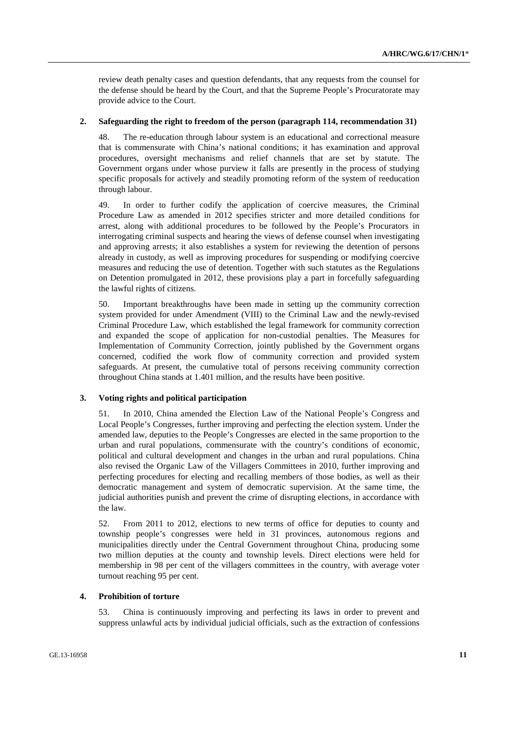review death penalty cases and question defendants, that any requests from the counsel for the defense should be heard by the Court, and that the Supreme People's Procuratorate may provide advice to the Court.

### 2. Safeguarding the right to freedom of the person (paragraph 114, recommendation 31)

48. The re-education through labour system is an educational and correctional measure that is commensurate with China's national conditions; it has examination and approval procedures, oversight mechanisms and relief channels that are set by statute. The Government organs under whose purview it falls are presently in the process of studying specific proposals for actively and steadily promoting reform of the system of reeducation through labour.

49. In order to further codify the application of coercive measures, the Criminal Procedure Law as amended in 2012 specifies stricter and more detailed conditions for arrest, along with additional procedures to be followed by the People's Procurators in interrogating criminal suspects and hearing the views of defense counsel when investigating and approving arrests; it also establishes a system for reviewing the detention of persons already in custody, as well as improving procedures for suspending or modifying coercive measures and reducing the use of detention. Together with such statutes as the Regulations on Detention promulgated in 2012, these provisions play a part in forcefully safeguarding the lawful rights of citizens.

50. Important breakthroughs have been made in setting up the community correction system provided for under Amendment (VIII) to the Criminal Law and the newly-revised Criminal Procedure Law, which established the legal framework for community correction and expanded the scope of application for non-custodial penalties. The Measures for Implementation of Community Correction, jointly published by the Government organs concerned, codified the work flow of community correction and provided system safeguards. At present, the cumulative total of persons receiving community correction throughout China stands at 1.401 million, and the results have been positive.

### 3. Voting rights and political participation

51. In 2010, China amended the Election Law of the National People's Congress and Local People's Congresses, further improving and perfecting the election system. Under the amended law, deputies to the People's Congresses are elected in the same proportion to the urban and rural populations, commensurate with the country's conditions of economic, political and cultural development and changes in the urban and rural populations. China also revised the Organic Law of the Villagers Committees in 2010, further improving and perfecting procedures for electing and recalling members of those bodies, as well as their democratic management and system of democratic supervision. At the same time, the judicial authorities punish and prevent the crime of disrupting elections, in accordance with the law.

52. From 2011 to 2012, elections to new terms of office for deputies to county and township people's congresses were held in 31 provinces, autonomous regions and municipalities directly under the Central Government throughout China, producing some two million deputies at the county and township levels. Direct elections were held for membership in 98 per cent of the villagers committees in the country, with average voter turnout reaching 95 per cent.

### 4. Prohibition of torture

53. China is continuously improving and perfecting its laws in order to prevent and suppress unlawful acts by individual judicial officials, such as the extraction of confessions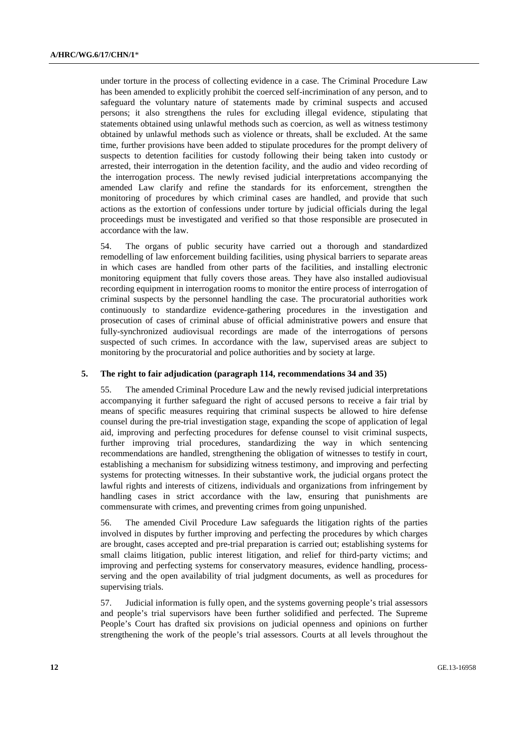under torture in the process of collecting evidence in a case. The Criminal Procedure Law has been amended to explicitly prohibit the coerced self-incrimination of any person, and to safeguard the voluntary nature of statements made by criminal suspects and accused persons; it also strengthens the rules for excluding illegal evidence, stipulating that statements obtained using unlawful methods such as coercion, as well as witness testimony obtained by unlawful methods such as violence or threats, shall be excluded. At the same time, further provisions have been added to stipulate procedures for the prompt delivery of suspects to detention facilities for custody following their being taken into custody or arrested, their interrogation in the detention facility, and the audio and video recording of the interrogation process. The newly revised judicial interpretations accompanying the amended Law clarify and refine the standards for its enforcement, strengthen the monitoring of procedures by which criminal cases are handled, and provide that such actions as the extortion of confessions under torture by judicial officials during the legal proceedings must be investigated and verified so that those responsible are prosecuted in accordance with the law.

54. The organs of public security have carried out a thorough and standardized remodelling of law enforcement building facilities, using physical barriers to separate areas in which cases are handled from other parts of the facilities, and installing electronic monitoring equipment that fully covers those areas. They have also installed audiovisual recording equipment in interrogation rooms to monitor the entire process of interrogation of criminal suspects by the personnel handling the case. The procuratorial authorities work continuously to standardize evidence-gathering procedures in the investigation and prosecution of cases of criminal abuse of official administrative powers and ensure that fully-synchronized audiovisual recordings are made of the interrogations of persons suspected of such crimes. In accordance with the law, supervised areas are subject to monitoring by the procuratorial and police authorities and by society at large.

### 5. The right to fair adjudication (paragraph 114, recommendations 34 and 35)

55. The amended Criminal Procedure Law and the newly revised judicial interpretations accompanying it further safeguard the right of accused persons to receive a fair trial by means of specific measures requiring that criminal suspects be allowed to hire defense counsel during the pre-trial investigation stage, expanding the scope of application of legal aid, improving and perfecting procedures for defense counsel to visit criminal suspects, further improving trial procedures, standardizing the way in which sentencing recommendations are handled, strengthening the obligation of witnesses to testify in court, establishing a mechanism for subsidizing witness testimony, and improving and perfecting systems for protecting witnesses. In their substantive work, the judicial organs protect the lawful rights and interests of citizens, individuals and organizations from infringement by handling cases in strict accordance with the law, ensuring that punishments are commensurate with crimes, and preventing crimes from going unpunished.

56. The amended Civil Procedure Law safeguards the litigation rights of the parties involved in disputes by further improving and perfecting the procedures by which charges are brought, cases accepted and pre-trial preparation is carried out; establishing systems for small claims litigation, public interest litigation, and relief for third-party victims; and improving and perfecting systems for conservatory measures, evidence handling, process-serving and the open availability of trial judgment documents, as well as procedures for supervising trials.

57. Judicial information is fully open, and the systems governing people's trial assessors and people's trial supervisors have been further solidified and perfected. The Supreme People's Court has drafted six provisions on judicial openness and opinions on further strengthening the work of the people's trial assessors. Courts at all levels throughout the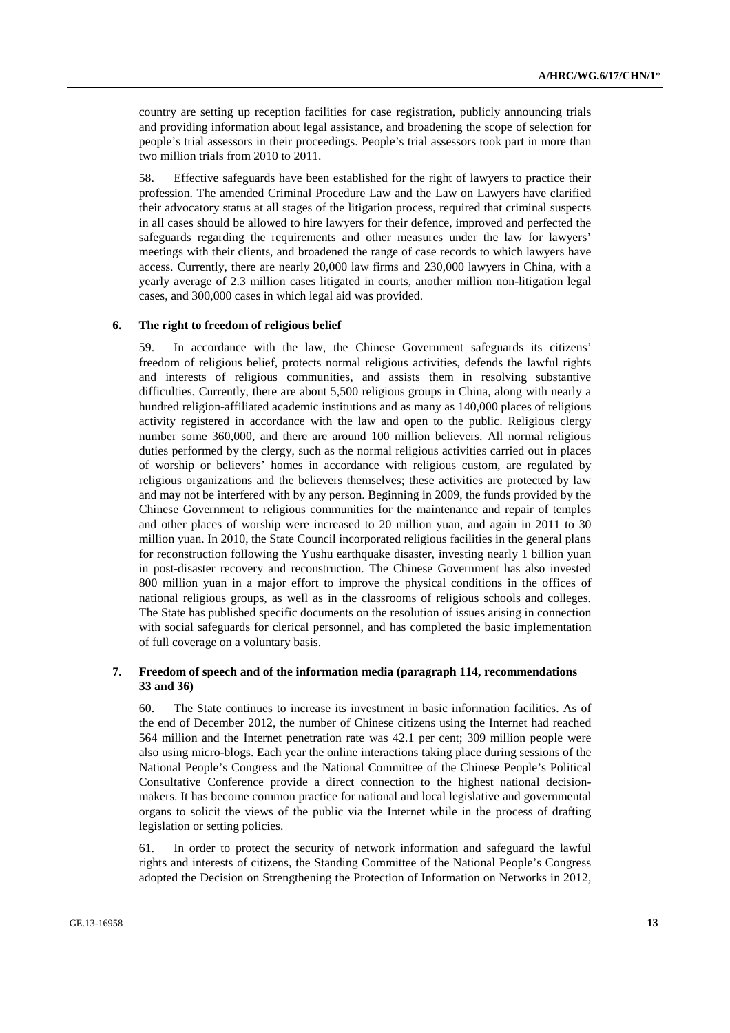country are setting up reception facilities for case registration, publicly announcing trials and providing information about legal assistance, and broadening the scope of selection for people's trial assessors in their proceedings. People's trial assessors took part in more than two million trials from 2010 to 2011.

58. Effective safeguards have been established for the right of lawyers to practice their profession. The amended Criminal Procedure Law and the Law on Lawyers have clarified their advocatory status at all stages of the litigation process, required that criminal suspects in all cases should be allowed to hire lawyers for their defence, improved and perfected the safeguards regarding the requirements and other measures under the law for lawyers' meetings with their clients, and broadened the range of case records to which lawyers have access. Currently, there are nearly 20,000 law firms and 230,000 lawyers in China, with a yearly average of 2.3 million cases litigated in courts, another million non-litigation legal cases, and 300,000 cases in which legal aid was provided.

### 6. The right to freedom of religious belief

59. In accordance with the law, the Chinese Government safeguards its citizens' freedom of religious belief, protects normal religious activities, defends the lawful rights and interests of religious communities, and assists them in resolving substantive difficulties. Currently, there are about 5,500 religious groups in China, along with nearly a hundred religion-affiliated academic institutions and as many as 140,000 places of religious activity registered in accordance with the law and open to the public. Religious clergy number some 360,000, and there are around 100 million believers. All normal religious duties performed by the clergy, such as the normal religious activities carried out in places of worship or believers' homes in accordance with religious custom, are regulated by religious organizations and the believers themselves; these activities are protected by law and may not be interfered with by any person. Beginning in 2009, the funds provided by the Chinese Government to religious communities for the maintenance and repair of temples and other places of worship were increased to 20 million yuan, and again in 2011 to 30 million yuan. In 2010, the State Council incorporated religious facilities in the general plans for reconstruction following the Yushu earthquake disaster, investing nearly 1 billion yuan in post-disaster recovery and reconstruction. The Chinese Government has also invested 800 million yuan in a major effort to improve the physical conditions in the offices of national religious groups, as well as in the classrooms of religious schools and colleges. The State has published specific documents on the resolution of issues arising in connection with social safeguards for clerical personnel, and has completed the basic implementation of full coverage on a voluntary basis.

### 7. Freedom of speech and of the information media (paragraph 114, recommendations 33 and 36)

60. The State continues to increase its investment in basic information facilities. As of the end of December 2012, the number of Chinese citizens using the Internet had reached 564 million and the Internet penetration rate was 42.1 per cent; 309 million people were also using micro-blogs. Each year the online interactions taking place during sessions of the National People's Congress and the National Committee of the Chinese People's Political Consultative Conference provide a direct connection to the highest national decision-makers. It has become common practice for national and local legislative and governmental organs to solicit the views of the public via the Internet while in the process of drafting legislation or setting policies.

61. In order to protect the security of network information and safeguard the lawful rights and interests of citizens, the Standing Committee of the National People's Congress adopted the Decision on Strengthening the Protection of Information on Networks in 2012,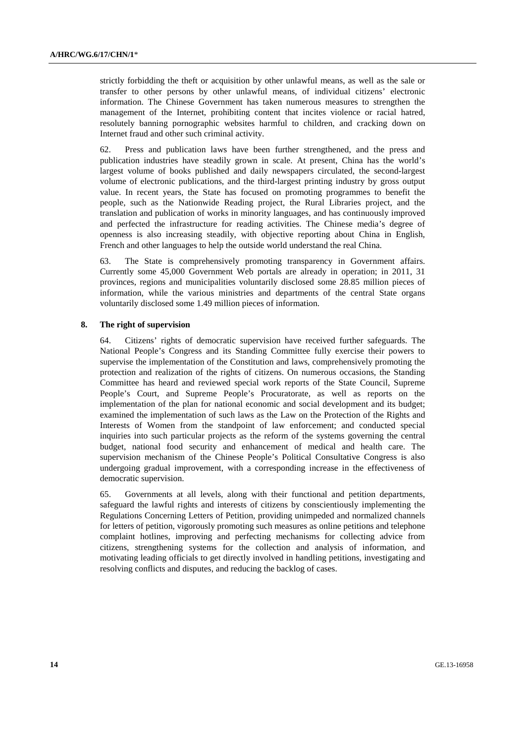strictly forbidding the theft or acquisition by other unlawful means, as well as the sale or transfer to other persons by other unlawful means, of individual citizens' electronic information. The Chinese Government has taken numerous measures to strengthen the management of the Internet, prohibiting content that incites violence or racial hatred, resolutely banning pornographic websites harmful to children, and cracking down on Internet fraud and other such criminal activity.

62. Press and publication laws have been further strengthened, and the press and publication industries have steadily grown in scale. At present, China has the world's largest volume of books published and daily newspapers circulated, the second-largest volume of electronic publications, and the third-largest printing industry by gross output value. In recent years, the State has focused on promoting programmes to benefit the people, such as the Nationwide Reading project, the Rural Libraries project, and the translation and publication of works in minority languages, and has continuously improved and perfected the infrastructure for reading activities. The Chinese media's degree of openness is also increasing steadily, with objective reporting about China in English, French and other languages to help the outside world understand the real China.

63. The State is comprehensively promoting transparency in Government affairs. Currently some 45,000 Government Web portals are already in operation; in 2011, 31 provinces, regions and municipalities voluntarily disclosed some 28.85 million pieces of information, while the various ministries and departments of the central State organs voluntarily disclosed some 1.49 million pieces of information.

### 8. The right of supervision

64. Citizens' rights of democratic supervision have received further safeguards. The National People's Congress and its Standing Committee fully exercise their powers to supervise the implementation of the Constitution and laws, comprehensively promoting the protection and realization of the rights of citizens. On numerous occasions, the Standing Committee has heard and reviewed special work reports of the State Council, Supreme People's Court, and Supreme People's Procuratorate, as well as reports on the implementation of the plan for national economic and social development and its budget; examined the implementation of such laws as the Law on the Protection of the Rights and Interests of Women from the standpoint of law enforcement; and conducted special inquiries into such particular projects as the reform of the systems governing the central budget, national food security and enhancement of medical and health care. The supervision mechanism of the Chinese People's Political Consultative Congress is also undergoing gradual improvement, with a corresponding increase in the effectiveness of democratic supervision.

65. Governments at all levels, along with their functional and petition departments, safeguard the lawful rights and interests of citizens by conscientiously implementing the Regulations Concerning Letters of Petition, providing unimpeded and normalized channels for letters of petition, vigorously promoting such measures as online petitions and telephone complaint hotlines, improving and perfecting mechanisms for collecting advice from citizens, strengthening systems for the collection and analysis of information, and motivating leading officials to get directly involved in handling petitions, investigating and resolving conflicts and disputes, and reducing the backlog of cases.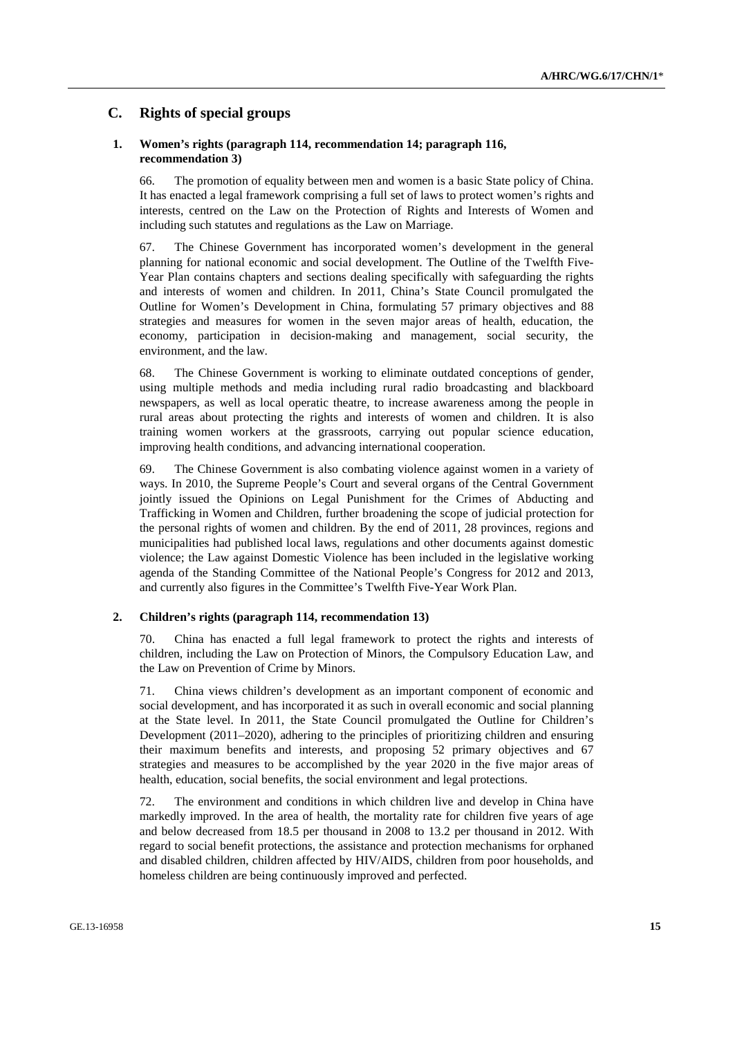## C. Rights of special groups

### 1. Women's rights (paragraph 114, recommendation 14; paragraph 116, recommendation 3)

66. The promotion of equality between men and women is a basic State policy of China. It has enacted a legal framework comprising a full set of laws to protect women's rights and interests, centred on the Law on the Protection of Rights and Interests of Women and including such statutes and regulations as the Law on Marriage.

67. The Chinese Government has incorporated women's development in the general planning for national economic and social development. The Outline of the Twelfth Five-Year Plan contains chapters and sections dealing specifically with safeguarding the rights and interests of women and children. In 2011, China's State Council promulgated the Outline for Women's Development in China, formulating 57 primary objectives and 88 strategies and measures for women in the seven major areas of health, education, the economy, participation in decision-making and management, social security, the environment, and the law.

68. The Chinese Government is working to eliminate outdated conceptions of gender, using multiple methods and media including rural radio broadcasting and blackboard newspapers, as well as local operatic theatre, to increase awareness among the people in rural areas about protecting the rights and interests of women and children. It is also training women workers at the grassroots, carrying out popular science education, improving health conditions, and advancing international cooperation.

69. The Chinese Government is also combating violence against women in a variety of ways. In 2010, the Supreme People's Court and several organs of the Central Government jointly issued the Opinions on Legal Punishment for the Crimes of Abducting and Trafficking in Women and Children, further broadening the scope of judicial protection for the personal rights of women and children. By the end of 2011, 28 provinces, regions and municipalities had published local laws, regulations and other documents against domestic violence; the Law against Domestic Violence has been included in the legislative working agenda of the Standing Committee of the National People's Congress for 2012 and 2013, and currently also figures in the Committee's Twelfth Five-Year Work Plan.

### 2. Children's rights (paragraph 114, recommendation 13)

70. China has enacted a full legal framework to protect the rights and interests of children, including the Law on Protection of Minors, the Compulsory Education Law, and the Law on Prevention of Crime by Minors.

71. China views children's development as an important component of economic and social development, and has incorporated it as such in overall economic and social planning at the State level. In 2011, the State Council promulgated the Outline for Children's Development (2011–2020), adhering to the principles of prioritizing children and ensuring their maximum benefits and interests, and proposing 52 primary objectives and 67 strategies and measures to be accomplished by the year 2020 in the five major areas of health, education, social benefits, the social environment and legal protections.

72. The environment and conditions in which children live and develop in China have markedly improved. In the area of health, the mortality rate for children five years of age and below decreased from 18.5 per thousand in 2008 to 13.2 per thousand in 2012. With regard to social benefit protections, the assistance and protection mechanisms for orphaned and disabled children, children affected by HIV/AIDS, children from poor households, and homeless children are being continuously improved and perfected.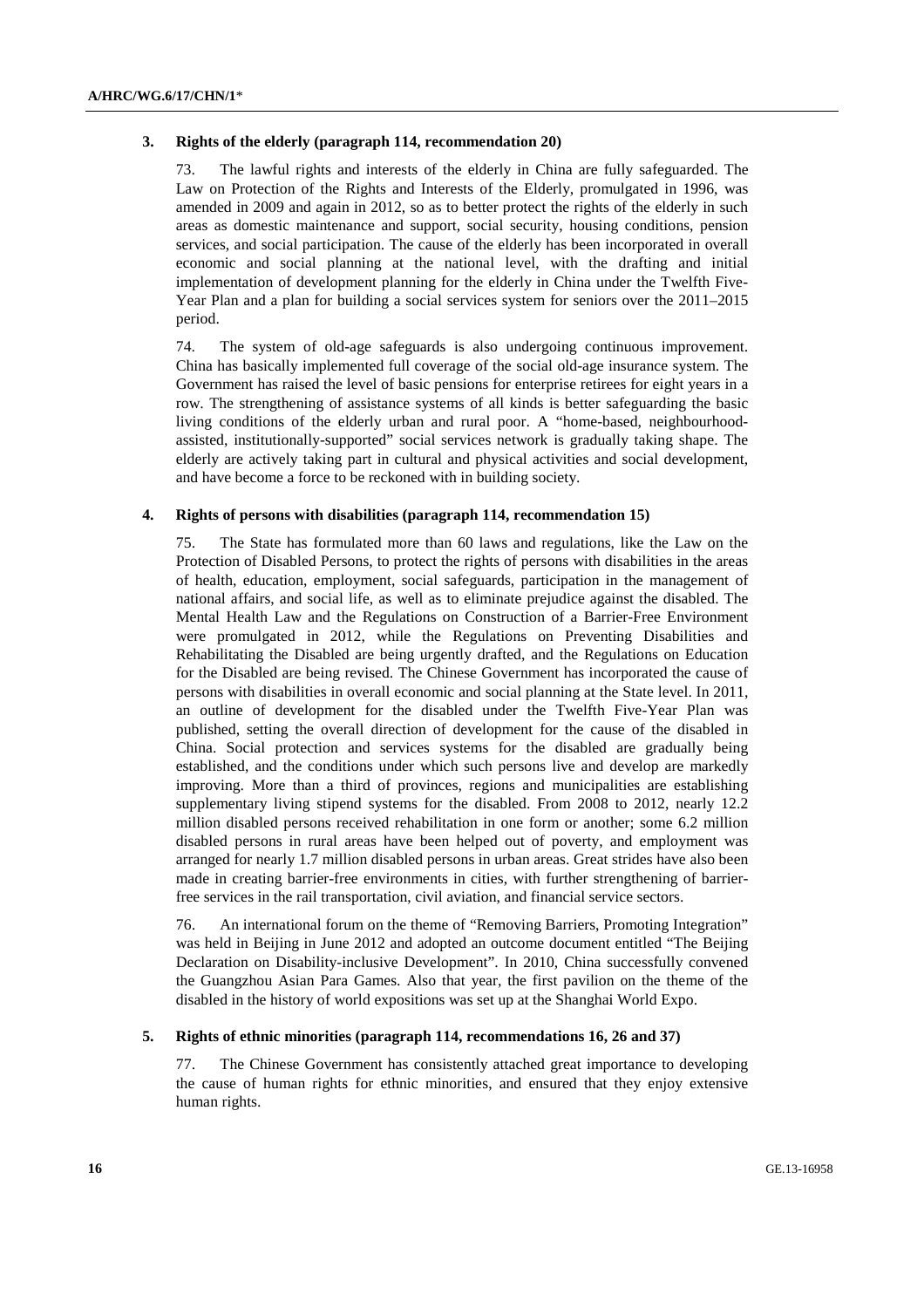### 3. Rights of the elderly (paragraph 114, recommendation 20)

73. The lawful rights and interests of the elderly in China are fully safeguarded. The Law on Protection of the Rights and Interests of the Elderly, promulgated in 1996, was amended in 2009 and again in 2012, so as to better protect the rights of the elderly in such areas as domestic maintenance and support, social security, housing conditions, pension services, and social participation. The cause of the elderly has been incorporated in overall economic and social planning at the national level, with the drafting and initial implementation of development planning for the elderly in China under the Twelfth Five-Year Plan and a plan for building a social services system for seniors over the 2011–2015 period.

74. The system of old-age safeguards is also undergoing continuous improvement. China has basically implemented full coverage of the social old-age insurance system. The Government has raised the level of basic pensions for enterprise retirees for eight years in a row. The strengthening of assistance systems of all kinds is better safeguarding the basic living conditions of the elderly urban and rural poor. A "home-based, neighbourhood-assisted, institutionally-supported" social services network is gradually taking shape. The elderly are actively taking part in cultural and physical activities and social development, and have become a force to be reckoned with in building society.

### 4. Rights of persons with disabilities (paragraph 114, recommendation 15)

75. The State has formulated more than 60 laws and regulations, like the Law on the Protection of Disabled Persons, to protect the rights of persons with disabilities in the areas of health, education, employment, social safeguards, participation in the management of national affairs, and social life, as well as to eliminate prejudice against the disabled. The Mental Health Law and the Regulations on Construction of a Barrier-Free Environment were promulgated in 2012, while the Regulations on Preventing Disabilities and Rehabilitating the Disabled are being urgently drafted, and the Regulations on Education for the Disabled are being revised. The Chinese Government has incorporated the cause of persons with disabilities in overall economic and social planning at the State level. In 2011, an outline of development for the disabled under the Twelfth Five-Year Plan was published, setting the overall direction of development for the cause of the disabled in China. Social protection and services systems for the disabled are gradually being established, and the conditions under which such persons live and develop are markedly improving. More than a third of provinces, regions and municipalities are establishing supplementary living stipend systems for the disabled. From 2008 to 2012, nearly 12.2 million disabled persons received rehabilitation in one form or another; some 6.2 million disabled persons in rural areas have been helped out of poverty, and employment was arranged for nearly 1.7 million disabled persons in urban areas. Great strides have also been made in creating barrier-free environments in cities, with further strengthening of barrier-free services in the rail transportation, civil aviation, and financial service sectors.

76. An international forum on the theme of "Removing Barriers, Promoting Integration" was held in Beijing in June 2012 and adopted an outcome document entitled "The Beijing Declaration on Disability-inclusive Development". In 2010, China successfully convened the Guangzhou Asian Para Games. Also that year, the first pavilion on the theme of the disabled in the history of world expositions was set up at the Shanghai World Expo.

### 5. Rights of ethnic minorities (paragraph 114, recommendations 16, 26 and 37)

77. The Chinese Government has consistently attached great importance to developing the cause of human rights for ethnic minorities, and ensured that they enjoy extensive human rights.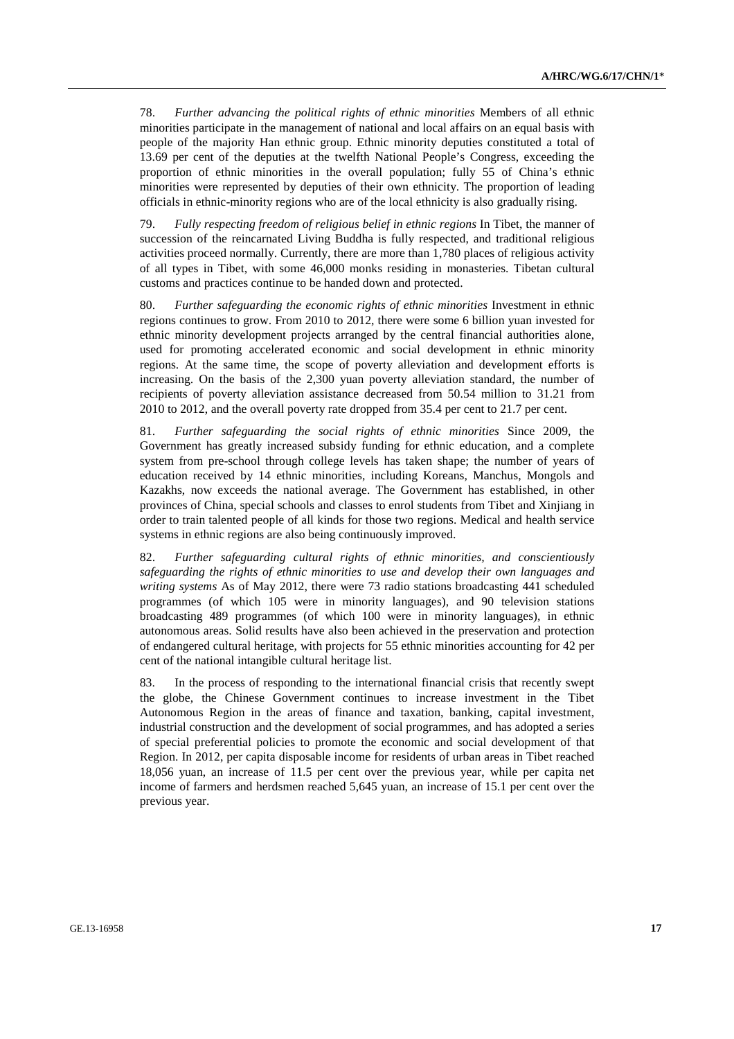78. *Further advancing the political rights of ethnic minorities* Members of all ethnic minorities participate in the management of national and local affairs on an equal basis with people of the majority Han ethnic group. Ethnic minority deputies constituted a total of 13.69 per cent of the deputies at the twelfth National People's Congress, exceeding the proportion of ethnic minorities in the overall population; fully 55 of China's ethnic minorities were represented by deputies of their own ethnicity. The proportion of leading officials in ethnic-minority regions who are of the local ethnicity is also gradually rising.

79. *Fully respecting freedom of religious belief in ethnic regions* In Tibet, the manner of succession of the reincarnated Living Buddha is fully respected, and traditional religious activities proceed normally. Currently, there are more than 1,780 places of religious activity of all types in Tibet, with some 46,000 monks residing in monasteries. Tibetan cultural customs and practices continue to be handed down and protected.

80. *Further safeguarding the economic rights of ethnic minorities* Investment in ethnic regions continues to grow. From 2010 to 2012, there were some 6 billion yuan invested for ethnic minority development projects arranged by the central financial authorities alone, used for promoting accelerated economic and social development in ethnic minority regions. At the same time, the scope of poverty alleviation and development efforts is increasing. On the basis of the 2,300 yuan poverty alleviation standard, the number of recipients of poverty alleviation assistance decreased from 50.54 million to 31.21 from 2010 to 2012, and the overall poverty rate dropped from 35.4 per cent to 21.7 per cent.

81. *Further safeguarding the social rights of ethnic minorities* Since 2009, the Government has greatly increased subsidy funding for ethnic education, and a complete system from pre-school through college levels has taken shape; the number of years of education received by 14 ethnic minorities, including Koreans, Manchus, Mongols and Kazakhs, now exceeds the national average. The Government has established, in other provinces of China, special schools and classes to enrol students from Tibet and Xinjiang in order to train talented people of all kinds for those two regions. Medical and health service systems in ethnic regions are also being continuously improved.

82. *Further safeguarding cultural rights of ethnic minorities, and conscientiously safeguarding the rights of ethnic minorities to use and develop their own languages and writing systems* As of May 2012, there were 73 radio stations broadcasting 441 scheduled programmes (of which 105 were in minority languages), and 90 television stations broadcasting 489 programmes (of which 100 were in minority languages), in ethnic autonomous areas. Solid results have also been achieved in the preservation and protection of endangered cultural heritage, with projects for 55 ethnic minorities accounting for 42 per cent of the national intangible cultural heritage list.

83. In the process of responding to the international financial crisis that recently swept the globe, the Chinese Government continues to increase investment in the Tibet Autonomous Region in the areas of finance and taxation, banking, capital investment, industrial construction and the development of social programmes, and has adopted a series of special preferential policies to promote the economic and social development of that Region. In 2012, per capita disposable income for residents of urban areas in Tibet reached 18,056 yuan, an increase of 11.5 per cent over the previous year, while per capita net income of farmers and herdsmen reached 5,645 yuan, an increase of 15.1 per cent over the previous year.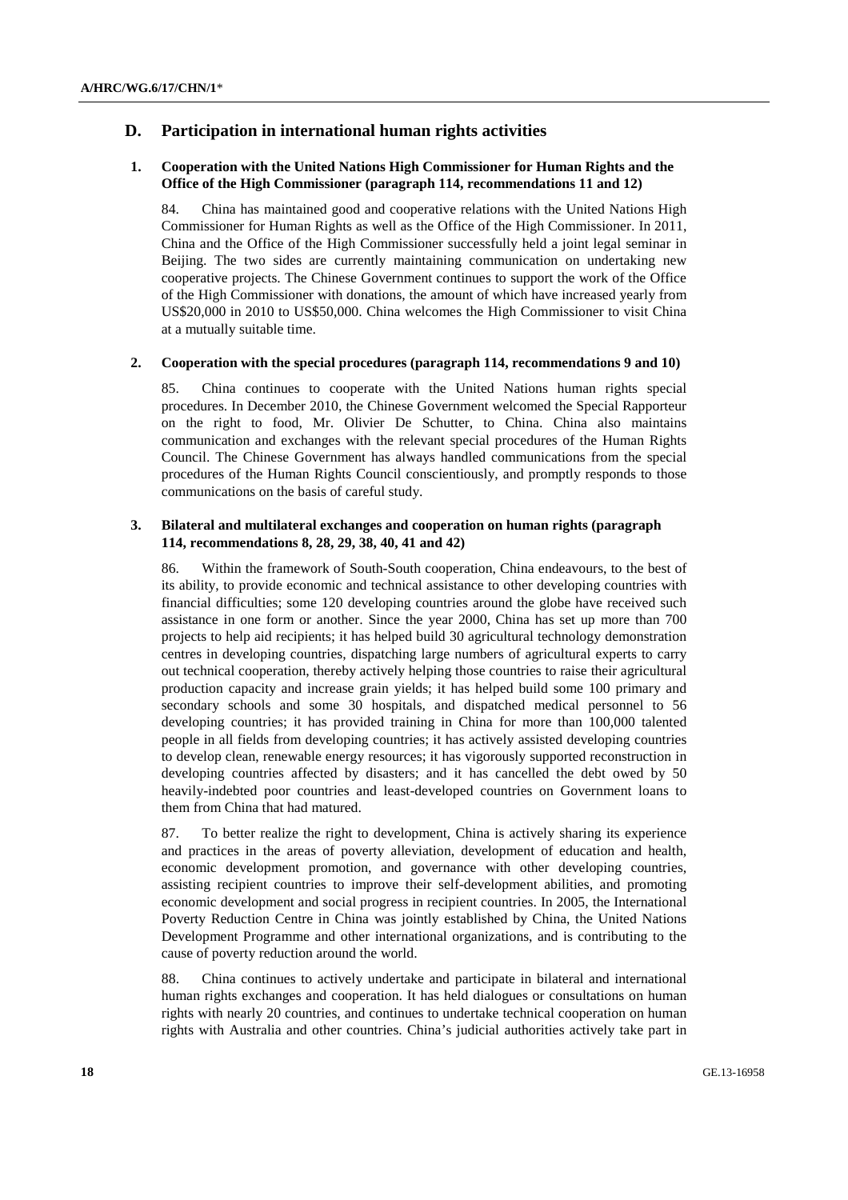## D. Participation in international human rights activities

### 1. Cooperation with the United Nations High Commissioner for Human Rights and the Office of the High Commissioner (paragraph 114, recommendations 11 and 12)

84. China has maintained good and cooperative relations with the United Nations High Commissioner for Human Rights as well as the Office of the High Commissioner. In 2011, China and the Office of the High Commissioner successfully held a joint legal seminar in Beijing. The two sides are currently maintaining communication on undertaking new cooperative projects. The Chinese Government continues to support the work of the Office of the High Commissioner with donations, the amount of which have increased yearly from US$20,000 in 2010 to US$50,000. China welcomes the High Commissioner to visit China at a mutually suitable time.

### 2. Cooperation with the special procedures (paragraph 114, recommendations 9 and 10)

85. China continues to cooperate with the United Nations human rights special procedures. In December 2010, the Chinese Government welcomed the Special Rapporteur on the right to food, Mr. Olivier De Schutter, to China. China also maintains communication and exchanges with the relevant special procedures of the Human Rights Council. The Chinese Government has always handled communications from the special procedures of the Human Rights Council conscientiously, and promptly responds to those communications on the basis of careful study.

### 3. Bilateral and multilateral exchanges and cooperation on human rights (paragraph 114, recommendations 8, 28, 29, 38, 40, 41 and 42)

86. Within the framework of South-South cooperation, China endeavours, to the best of its ability, to provide economic and technical assistance to other developing countries with financial difficulties; some 120 developing countries around the globe have received such assistance in one form or another. Since the year 2000, China has set up more than 700 projects to help aid recipients; it has helped build 30 agricultural technology demonstration centres in developing countries, dispatching large numbers of agricultural experts to carry out technical cooperation, thereby actively helping those countries to raise their agricultural production capacity and increase grain yields; it has helped build some 100 primary and secondary schools and some 30 hospitals, and dispatched medical personnel to 56 developing countries; it has provided training in China for more than 100,000 talented people in all fields from developing countries; it has actively assisted developing countries to develop clean, renewable energy resources; it has vigorously supported reconstruction in developing countries affected by disasters; and it has cancelled the debt owed by 50 heavily-indebted poor countries and least-developed countries on Government loans to them from China that had matured.

87. To better realize the right to development, China is actively sharing its experience and practices in the areas of poverty alleviation, development of education and health, economic development promotion, and governance with other developing countries, assisting recipient countries to improve their self-development abilities, and promoting economic development and social progress in recipient countries. In 2005, the International Poverty Reduction Centre in China was jointly established by China, the United Nations Development Programme and other international organizations, and is contributing to the cause of poverty reduction around the world.

88. China continues to actively undertake and participate in bilateral and international human rights exchanges and cooperation. It has held dialogues or consultations on human rights with nearly 20 countries, and continues to undertake technical cooperation on human rights with Australia and other countries. China's judicial authorities actively take part in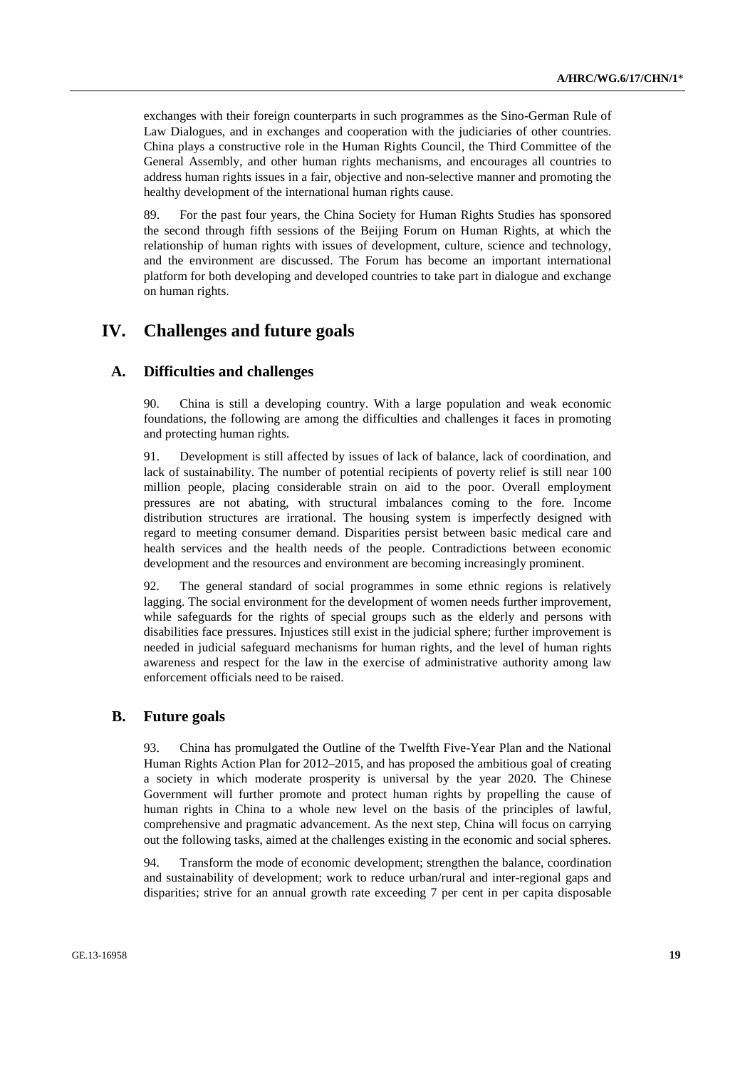exchanges with their foreign counterparts in such programmes as the Sino-German Rule of Law Dialogues, and in exchanges and cooperation with the judiciaries of other countries. China plays a constructive role in the Human Rights Council, the Third Committee of the General Assembly, and other human rights mechanisms, and encourages all countries to address human rights issues in a fair, objective and non-selective manner and promoting the healthy development of the international human rights cause.

89. For the past four years, the China Society for Human Rights Studies has sponsored the second through fifth sessions of the Beijing Forum on Human Rights, at which the relationship of human rights with issues of development, culture, science and technology, and the environment are discussed. The Forum has become an important international platform for both developing and developed countries to take part in dialogue and exchange on human rights.

# IV. Challenges and future goals

## A. Difficulties and challenges

90. China is still a developing country. With a large population and weak economic foundations, the following are among the difficulties and challenges it faces in promoting and protecting human rights.

91. Development is still affected by issues of lack of balance, lack of coordination, and lack of sustainability. The number of potential recipients of poverty relief is still near 100 million people, placing considerable strain on aid to the poor. Overall employment pressures are not abating, with structural imbalances coming to the fore. Income distribution structures are irrational. The housing system is imperfectly designed with regard to meeting consumer demand. Disparities persist between basic medical care and health services and the health needs of the people. Contradictions between economic development and the resources and environment are becoming increasingly prominent.

92. The general standard of social programmes in some ethnic regions is relatively lagging. The social environment for the development of women needs further improvement, while safeguards for the rights of special groups such as the elderly and persons with disabilities face pressures. Injustices still exist in the judicial sphere; further improvement is needed in judicial safeguard mechanisms for human rights, and the level of human rights awareness and respect for the law in the exercise of administrative authority among law enforcement officials need to be raised.

## B. Future goals

93. China has promulgated the Outline of the Twelfth Five-Year Plan and the National Human Rights Action Plan for 2012–2015, and has proposed the ambitious goal of creating a society in which moderate prosperity is universal by the year 2020. The Chinese Government will further promote and protect human rights by propelling the cause of human rights in China to a whole new level on the basis of the principles of lawful, comprehensive and pragmatic advancement. As the next step, China will focus on carrying out the following tasks, aimed at the challenges existing in the economic and social spheres.

94. Transform the mode of economic development; strengthen the balance, coordination and sustainability of development; work to reduce urban/rural and inter-regional gaps and disparities; strive for an annual growth rate exceeding 7 per cent in per capita disposable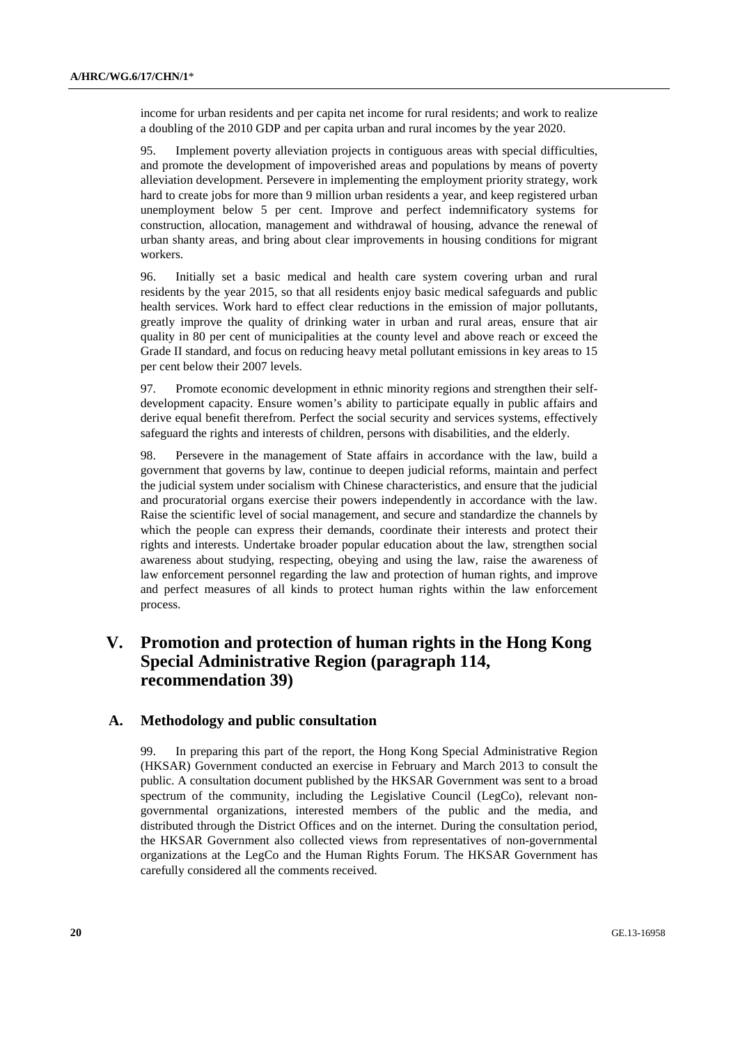income for urban residents and per capita net income for rural residents; and work to realize a doubling of the 2010 GDP and per capita urban and rural incomes by the year 2020.

95. Implement poverty alleviation projects in contiguous areas with special difficulties, and promote the development of impoverished areas and populations by means of poverty alleviation development. Persevere in implementing the employment priority strategy, work hard to create jobs for more than 9 million urban residents a year, and keep registered urban unemployment below 5 per cent. Improve and perfect indemnificatory systems for construction, allocation, management and withdrawal of housing, advance the renewal of urban shanty areas, and bring about clear improvements in housing conditions for migrant workers.

96. Initially set a basic medical and health care system covering urban and rural residents by the year 2015, so that all residents enjoy basic medical safeguards and public health services. Work hard to effect clear reductions in the emission of major pollutants, greatly improve the quality of drinking water in urban and rural areas, ensure that air quality in 80 per cent of municipalities at the county level and above reach or exceed the Grade II standard, and focus on reducing heavy metal pollutant emissions in key areas to 15 per cent below their 2007 levels.

97. Promote economic development in ethnic minority regions and strengthen their self-development capacity. Ensure women's ability to participate equally in public affairs and derive equal benefit therefrom. Perfect the social security and services systems, effectively safeguard the rights and interests of children, persons with disabilities, and the elderly.

98. Persevere in the management of State affairs in accordance with the law, build a government that governs by law, continue to deepen judicial reforms, maintain and perfect the judicial system under socialism with Chinese characteristics, and ensure that the judicial and procuratorial organs exercise their powers independently in accordance with the law. Raise the scientific level of social management, and secure and standardize the channels by which the people can express their demands, coordinate their interests and protect their rights and interests. Undertake broader popular education about the law, strengthen social awareness about studying, respecting, obeying and using the law, raise the awareness of law enforcement personnel regarding the law and protection of human rights, and improve and perfect measures of all kinds to protect human rights within the law enforcement process.

# V. Promotion and protection of human rights in the Hong Kong Special Administrative Region (paragraph 114, recommendation 39)

## A. Methodology and public consultation

99. In preparing this part of the report, the Hong Kong Special Administrative Region (HKSAR) Government conducted an exercise in February and March 2013 to consult the public. A consultation document published by the HKSAR Government was sent to a broad spectrum of the community, including the Legislative Council (LegCo), relevant non-governmental organizations, interested members of the public and the media, and distributed through the District Offices and on the internet. During the consultation period, the HKSAR Government also collected views from representatives of non-governmental organizations at the LegCo and the Human Rights Forum. The HKSAR Government has carefully considered all the comments received.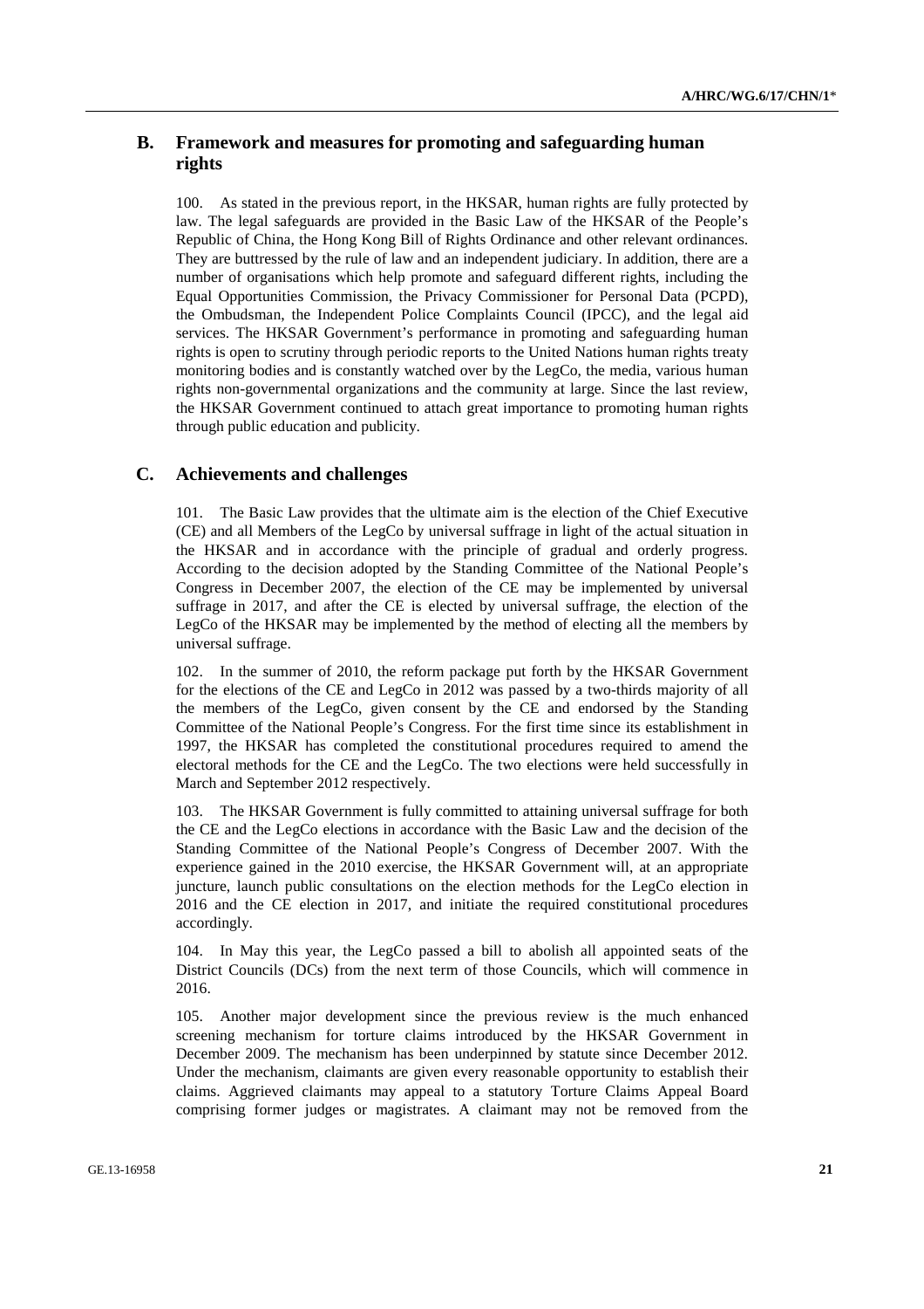## B. Framework and measures for promoting and safeguarding human rights

100. As stated in the previous report, in the HKSAR, human rights are fully protected by law. The legal safeguards are provided in the Basic Law of the HKSAR of the People's Republic of China, the Hong Kong Bill of Rights Ordinance and other relevant ordinances. They are buttressed by the rule of law and an independent judiciary. In addition, there are a number of organisations which help promote and safeguard different rights, including the Equal Opportunities Commission, the Privacy Commissioner for Personal Data (PCPD), the Ombudsman, the Independent Police Complaints Council (IPCC), and the legal aid services. The HKSAR Government's performance in promoting and safeguarding human rights is open to scrutiny through periodic reports to the United Nations human rights treaty monitoring bodies and is constantly watched over by the LegCo, the media, various human rights non-governmental organizations and the community at large. Since the last review, the HKSAR Government continued to attach great importance to promoting human rights through public education and publicity.

## C. Achievements and challenges

101. The Basic Law provides that the ultimate aim is the election of the Chief Executive (CE) and all Members of the LegCo by universal suffrage in light of the actual situation in the HKSAR and in accordance with the principle of gradual and orderly progress. According to the decision adopted by the Standing Committee of the National People's Congress in December 2007, the election of the CE may be implemented by universal suffrage in 2017, and after the CE is elected by universal suffrage, the election of the LegCo of the HKSAR may be implemented by the method of electing all the members by universal suffrage.

102. In the summer of 2010, the reform package put forth by the HKSAR Government for the elections of the CE and LegCo in 2012 was passed by a two-thirds majority of all the members of the LegCo, given consent by the CE and endorsed by the Standing Committee of the National People's Congress. For the first time since its establishment in 1997, the HKSAR has completed the constitutional procedures required to amend the electoral methods for the CE and the LegCo. The two elections were held successfully in March and September 2012 respectively.

103. The HKSAR Government is fully committed to attaining universal suffrage for both the CE and the LegCo elections in accordance with the Basic Law and the decision of the Standing Committee of the National People's Congress of December 2007. With the experience gained in the 2010 exercise, the HKSAR Government will, at an appropriate juncture, launch public consultations on the election methods for the LegCo election in 2016 and the CE election in 2017, and initiate the required constitutional procedures accordingly.

104. In May this year, the LegCo passed a bill to abolish all appointed seats of the District Councils (DCs) from the next term of those Councils, which will commence in 2016.

105. Another major development since the previous review is the much enhanced screening mechanism for torture claims introduced by the HKSAR Government in December 2009. The mechanism has been underpinned by statute since December 2012. Under the mechanism, claimants are given every reasonable opportunity to establish their claims. Aggrieved claimants may appeal to a statutory Torture Claims Appeal Board comprising former judges or magistrates. A claimant may not be removed from the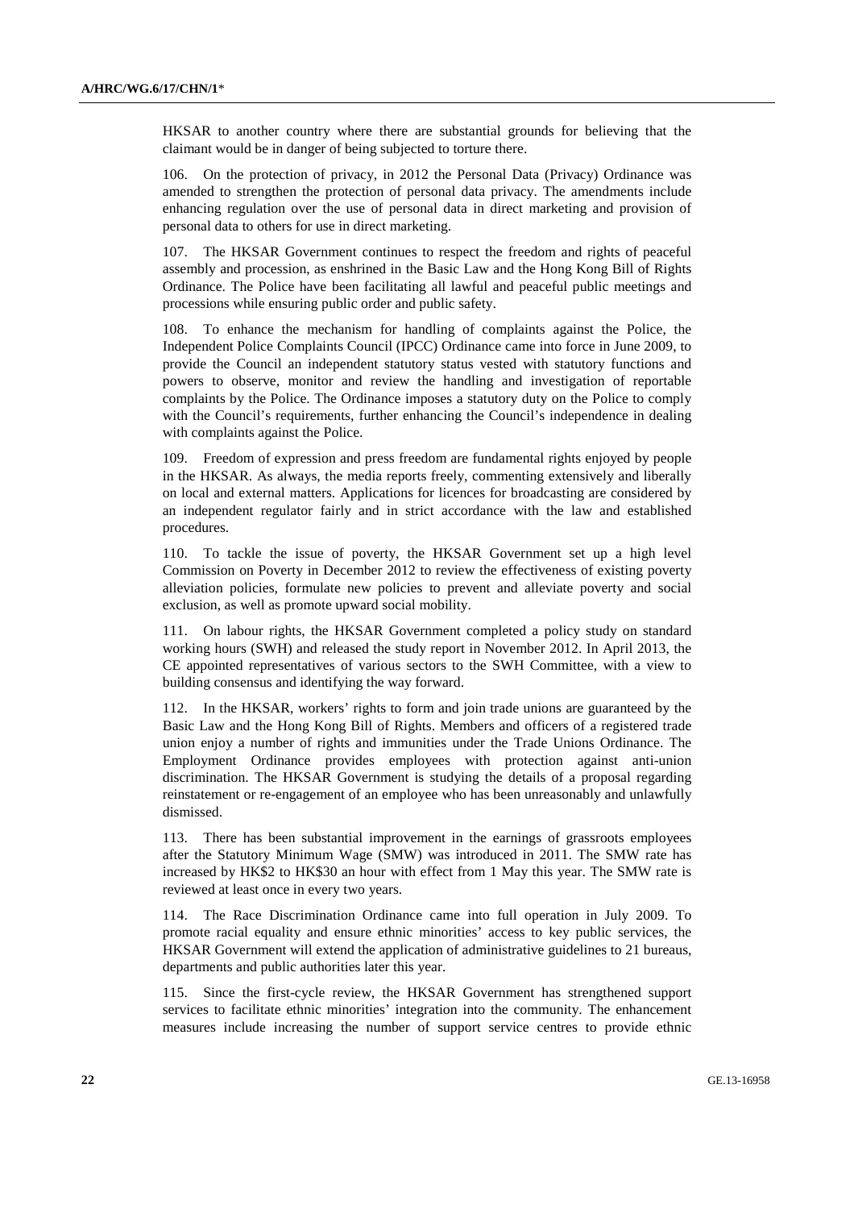HKSAR to another country where there are substantial grounds for believing that the claimant would be in danger of being subjected to torture there.

106. On the protection of privacy, in 2012 the Personal Data (Privacy) Ordinance was amended to strengthen the protection of personal data privacy. The amendments include enhancing regulation over the use of personal data in direct marketing and provision of personal data to others for use in direct marketing.

107. The HKSAR Government continues to respect the freedom and rights of peaceful assembly and procession, as enshrined in the Basic Law and the Hong Kong Bill of Rights Ordinance. The Police have been facilitating all lawful and peaceful public meetings and processions while ensuring public order and public safety.

108. To enhance the mechanism for handling of complaints against the Police, the Independent Police Complaints Council (IPCC) Ordinance came into force in June 2009, to provide the Council an independent statutory status vested with statutory functions and powers to observe, monitor and review the handling and investigation of reportable complaints by the Police. The Ordinance imposes a statutory duty on the Police to comply with the Council's requirements, further enhancing the Council's independence in dealing with complaints against the Police.

109. Freedom of expression and press freedom are fundamental rights enjoyed by people in the HKSAR. As always, the media reports freely, commenting extensively and liberally on local and external matters. Applications for licences for broadcasting are considered by an independent regulator fairly and in strict accordance with the law and established procedures.

110. To tackle the issue of poverty, the HKSAR Government set up a high level Commission on Poverty in December 2012 to review the effectiveness of existing poverty alleviation policies, formulate new policies to prevent and alleviate poverty and social exclusion, as well as promote upward social mobility.

111. On labour rights, the HKSAR Government completed a policy study on standard working hours (SWH) and released the study report in November 2012. In April 2013, the CE appointed representatives of various sectors to the SWH Committee, with a view to building consensus and identifying the way forward.

112. In the HKSAR, workers' rights to form and join trade unions are guaranteed by the Basic Law and the Hong Kong Bill of Rights. Members and officers of a registered trade union enjoy a number of rights and immunities under the Trade Unions Ordinance. The Employment Ordinance provides employees with protection against anti-union discrimination. The HKSAR Government is studying the details of a proposal regarding reinstatement or re-engagement of an employee who has been unreasonably and unlawfully dismissed.

113. There has been substantial improvement in the earnings of grassroots employees after the Statutory Minimum Wage (SMW) was introduced in 2011. The SMW rate has increased by HK$2 to HK$30 an hour with effect from 1 May this year. The SMW rate is reviewed at least once in every two years.

114. The Race Discrimination Ordinance came into full operation in July 2009. To promote racial equality and ensure ethnic minorities' access to key public services, the HKSAR Government will extend the application of administrative guidelines to 21 bureaus, departments and public authorities later this year.

115. Since the first-cycle review, the HKSAR Government has strengthened support services to facilitate ethnic minorities' integration into the community. The enhancement measures include increasing the number of support service centres to provide ethnic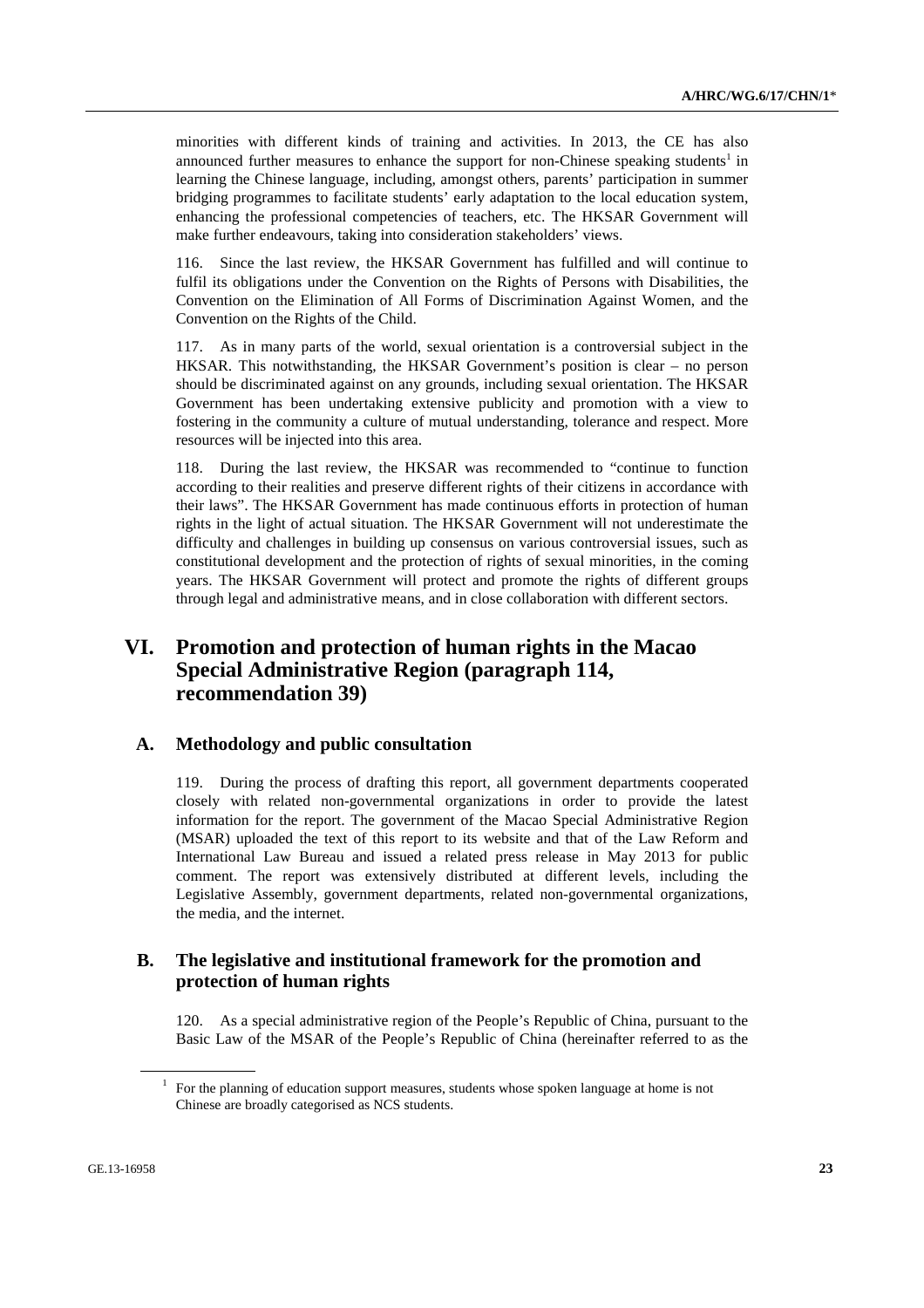minorities with different kinds of training and activities. In 2013, the CE has also announced further measures to enhance the support for non-Chinese speaking students[1] in learning the Chinese language, including, amongst others, parents' participation in summer bridging programmes to facilitate students' early adaptation to the local education system, enhancing the professional competencies of teachers, etc. The HKSAR Government will make further endeavours, taking into consideration stakeholders' views.

116. Since the last review, the HKSAR Government has fulfilled and will continue to fulfil its obligations under the Convention on the Rights of Persons with Disabilities, the Convention on the Elimination of All Forms of Discrimination Against Women, and the Convention on the Rights of the Child.

117. As in many parts of the world, sexual orientation is a controversial subject in the HKSAR. This notwithstanding, the HKSAR Government's position is clear – no person should be discriminated against on any grounds, including sexual orientation. The HKSAR Government has been undertaking extensive publicity and promotion with a view to fostering in the community a culture of mutual understanding, tolerance and respect. More resources will be injected into this area.

118. During the last review, the HKSAR was recommended to "continue to function according to their realities and preserve different rights of their citizens in accordance with their laws". The HKSAR Government has made continuous efforts in protection of human rights in the light of actual situation. The HKSAR Government will not underestimate the difficulty and challenges in building up consensus on various controversial issues, such as constitutional development and the protection of rights of sexual minorities, in the coming years. The HKSAR Government will protect and promote the rights of different groups through legal and administrative means, and in close collaboration with different sectors.

# VI. Promotion and protection of human rights in the Macao Special Administrative Region (paragraph 114, recommendation 39)

## A. Methodology and public consultation

119. During the process of drafting this report, all government departments cooperated closely with related non-governmental organizations in order to provide the latest information for the report. The government of the Macao Special Administrative Region (MSAR) uploaded the text of this report to its website and that of the Law Reform and International Law Bureau and issued a related press release in May 2013 for public comment. The report was extensively distributed at different levels, including the Legislative Assembly, government departments, related non-governmental organizations, the media, and the internet.

## B. The legislative and institutional framework for the promotion and protection of human rights

120. As a special administrative region of the People's Republic of China, pursuant to the Basic Law of the MSAR of the People's Republic of China (hereinafter referred to as the

[1] For the planning of education support measures, students whose spoken language at home is not Chinese are broadly categorised as NCS students.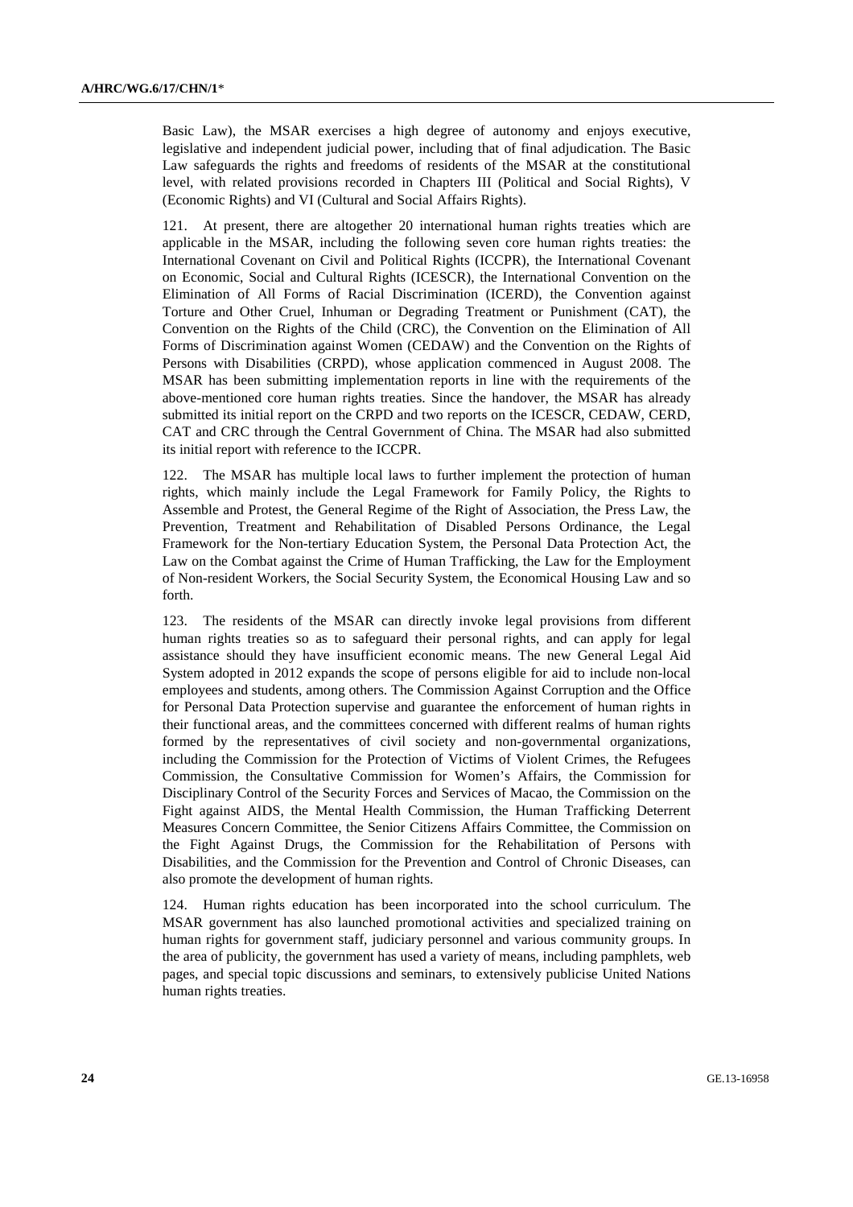Basic Law), the MSAR exercises a high degree of autonomy and enjoys executive, legislative and independent judicial power, including that of final adjudication. The Basic Law safeguards the rights and freedoms of residents of the MSAR at the constitutional level, with related provisions recorded in Chapters III (Political and Social Rights), V (Economic Rights) and VI (Cultural and Social Affairs Rights).

121. At present, there are altogether 20 international human rights treaties which are applicable in the MSAR, including the following seven core human rights treaties: the International Covenant on Civil and Political Rights (ICCPR), the International Covenant on Economic, Social and Cultural Rights (ICESCR), the International Convention on the Elimination of All Forms of Racial Discrimination (ICERD), the Convention against Torture and Other Cruel, Inhuman or Degrading Treatment or Punishment (CAT), the Convention on the Rights of the Child (CRC), the Convention on the Elimination of All Forms of Discrimination against Women (CEDAW) and the Convention on the Rights of Persons with Disabilities (CRPD), whose application commenced in August 2008. The MSAR has been submitting implementation reports in line with the requirements of the above-mentioned core human rights treaties. Since the handover, the MSAR has already submitted its initial report on the CRPD and two reports on the ICESCR, CEDAW, CERD, CAT and CRC through the Central Government of China. The MSAR had also submitted its initial report with reference to the ICCPR.

122. The MSAR has multiple local laws to further implement the protection of human rights, which mainly include the Legal Framework for Family Policy, the Rights to Assemble and Protest, the General Regime of the Right of Association, the Press Law, the Prevention, Treatment and Rehabilitation of Disabled Persons Ordinance, the Legal Framework for the Non-tertiary Education System, the Personal Data Protection Act, the Law on the Combat against the Crime of Human Trafficking, the Law for the Employment of Non-resident Workers, the Social Security System, the Economical Housing Law and so forth.

123. The residents of the MSAR can directly invoke legal provisions from different human rights treaties so as to safeguard their personal rights, and can apply for legal assistance should they have insufficient economic means. The new General Legal Aid System adopted in 2012 expands the scope of persons eligible for aid to include non-local employees and students, among others. The Commission Against Corruption and the Office for Personal Data Protection supervise and guarantee the enforcement of human rights in their functional areas, and the committees concerned with different realms of human rights formed by the representatives of civil society and non-governmental organizations, including the Commission for the Protection of Victims of Violent Crimes, the Refugees Commission, the Consultative Commission for Women's Affairs, the Commission for Disciplinary Control of the Security Forces and Services of Macao, the Commission on the Fight against AIDS, the Mental Health Commission, the Human Trafficking Deterrent Measures Concern Committee, the Senior Citizens Affairs Committee, the Commission on the Fight Against Drugs, the Commission for the Rehabilitation of Persons with Disabilities, and the Commission for the Prevention and Control of Chronic Diseases, can also promote the development of human rights.

124. Human rights education has been incorporated into the school curriculum. The MSAR government has also launched promotional activities and specialized training on human rights for government staff, judiciary personnel and various community groups. In the area of publicity, the government has used a variety of means, including pamphlets, web pages, and special topic discussions and seminars, to extensively publicise United Nations human rights treaties.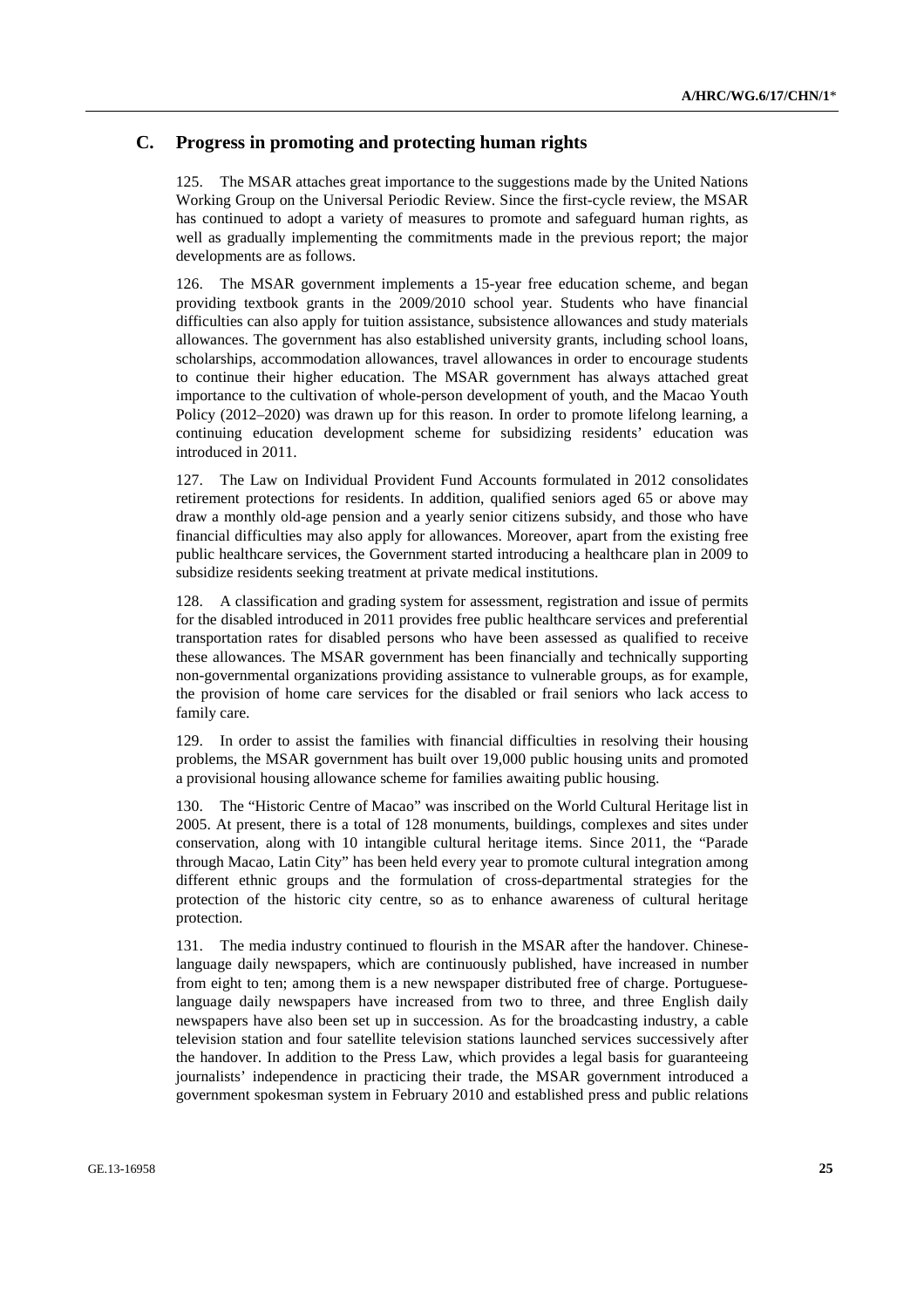## C. Progress in promoting and protecting human rights

125. The MSAR attaches great importance to the suggestions made by the United Nations Working Group on the Universal Periodic Review. Since the first-cycle review, the MSAR has continued to adopt a variety of measures to promote and safeguard human rights, as well as gradually implementing the commitments made in the previous report; the major developments are as follows.

126. The MSAR government implements a 15-year free education scheme, and began providing textbook grants in the 2009/2010 school year. Students who have financial difficulties can also apply for tuition assistance, subsistence allowances and study materials allowances. The government has also established university grants, including school loans, scholarships, accommodation allowances, travel allowances in order to encourage students to continue their higher education. The MSAR government has always attached great importance to the cultivation of whole-person development of youth, and the Macao Youth Policy (2012–2020) was drawn up for this reason. In order to promote lifelong learning, a continuing education development scheme for subsidizing residents' education was introduced in 2011.

127. The Law on Individual Provident Fund Accounts formulated in 2012 consolidates retirement protections for residents. In addition, qualified seniors aged 65 or above may draw a monthly old-age pension and a yearly senior citizens subsidy, and those who have financial difficulties may also apply for allowances. Moreover, apart from the existing free public healthcare services, the Government started introducing a healthcare plan in 2009 to subsidize residents seeking treatment at private medical institutions.

128. A classification and grading system for assessment, registration and issue of permits for the disabled introduced in 2011 provides free public healthcare services and preferential transportation rates for disabled persons who have been assessed as qualified to receive these allowances. The MSAR government has been financially and technically supporting non-governmental organizations providing assistance to vulnerable groups, as for example, the provision of home care services for the disabled or frail seniors who lack access to family care.

129. In order to assist the families with financial difficulties in resolving their housing problems, the MSAR government has built over 19,000 public housing units and promoted a provisional housing allowance scheme for families awaiting public housing.

130. The "Historic Centre of Macao" was inscribed on the World Cultural Heritage list in 2005. At present, there is a total of 128 monuments, buildings, complexes and sites under conservation, along with 10 intangible cultural heritage items. Since 2011, the "Parade through Macao, Latin City" has been held every year to promote cultural integration among different ethnic groups and the formulation of cross-departmental strategies for the protection of the historic city centre, so as to enhance awareness of cultural heritage protection.

131. The media industry continued to flourish in the MSAR after the handover. Chinese-language daily newspapers, which are continuously published, have increased in number from eight to ten; among them is a new newspaper distributed free of charge. Portuguese-language daily newspapers have increased from two to three, and three English daily newspapers have also been set up in succession. As for the broadcasting industry, a cable television station and four satellite television stations launched services successively after the handover. In addition to the Press Law, which provides a legal basis for guaranteeing journalists' independence in practicing their trade, the MSAR government introduced a government spokesman system in February 2010 and established press and public relations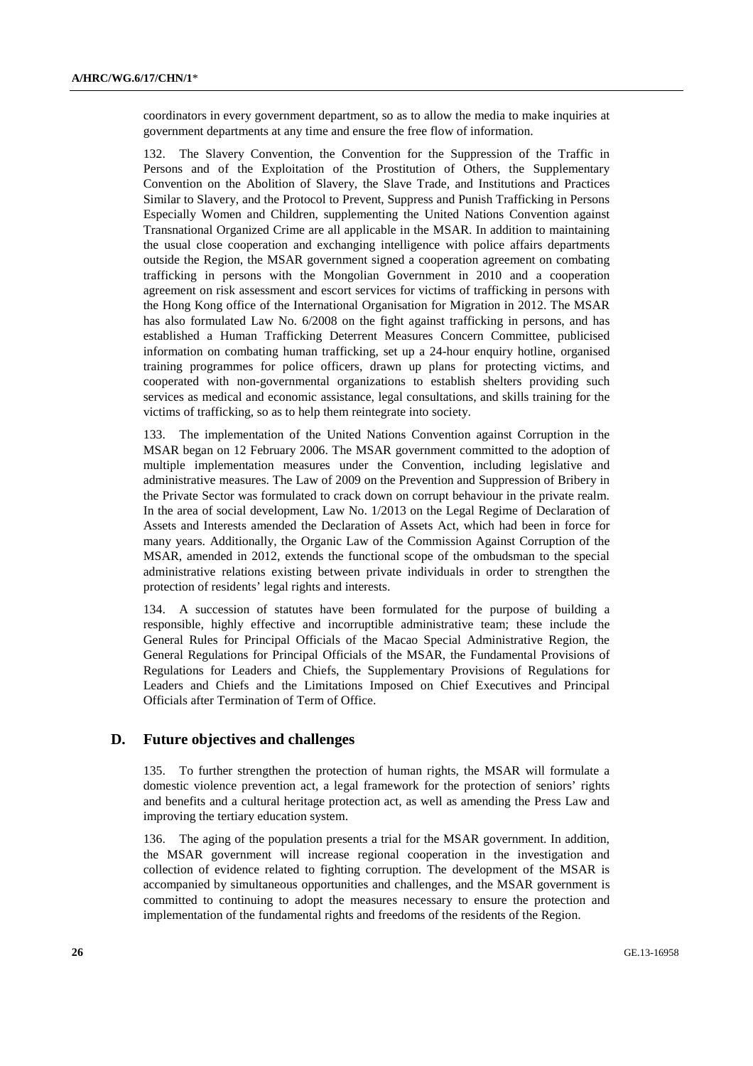coordinators in every government department, so as to allow the media to make inquiries at government departments at any time and ensure the free flow of information.

132. The Slavery Convention, the Convention for the Suppression of the Traffic in Persons and of the Exploitation of the Prostitution of Others, the Supplementary Convention on the Abolition of Slavery, the Slave Trade, and Institutions and Practices Similar to Slavery, and the Protocol to Prevent, Suppress and Punish Trafficking in Persons Especially Women and Children, supplementing the United Nations Convention against Transnational Organized Crime are all applicable in the MSAR. In addition to maintaining the usual close cooperation and exchanging intelligence with police affairs departments outside the Region, the MSAR government signed a cooperation agreement on combating trafficking in persons with the Mongolian Government in 2010 and a cooperation agreement on risk assessment and escort services for victims of trafficking in persons with the Hong Kong office of the International Organisation for Migration in 2012. The MSAR has also formulated Law No. 6/2008 on the fight against trafficking in persons, and has established a Human Trafficking Deterrent Measures Concern Committee, publicised information on combating human trafficking, set up a 24-hour enquiry hotline, organised training programmes for police officers, drawn up plans for protecting victims, and cooperated with non-governmental organizations to establish shelters providing such services as medical and economic assistance, legal consultations, and skills training for the victims of trafficking, so as to help them reintegrate into society.

133. The implementation of the United Nations Convention against Corruption in the MSAR began on 12 February 2006. The MSAR government committed to the adoption of multiple implementation measures under the Convention, including legislative and administrative measures. The Law of 2009 on the Prevention and Suppression of Bribery in the Private Sector was formulated to crack down on corrupt behaviour in the private realm. In the area of social development, Law No. 1/2013 on the Legal Regime of Declaration of Assets and Interests amended the Declaration of Assets Act, which had been in force for many years. Additionally, the Organic Law of the Commission Against Corruption of the MSAR, amended in 2012, extends the functional scope of the ombudsman to the special administrative relations existing between private individuals in order to strengthen the protection of residents' legal rights and interests.

134. A succession of statutes have been formulated for the purpose of building a responsible, highly effective and incorruptible administrative team; these include the General Rules for Principal Officials of the Macao Special Administrative Region, the General Regulations for Principal Officials of the MSAR, the Fundamental Provisions of Regulations for Leaders and Chiefs, the Supplementary Provisions of Regulations for Leaders and Chiefs and the Limitations Imposed on Chief Executives and Principal Officials after Termination of Term of Office.

## D. Future objectives and challenges

135. To further strengthen the protection of human rights, the MSAR will formulate a domestic violence prevention act, a legal framework for the protection of seniors' rights and benefits and a cultural heritage protection act, as well as amending the Press Law and improving the tertiary education system.

136. The aging of the population presents a trial for the MSAR government. In addition, the MSAR government will increase regional cooperation in the investigation and collection of evidence related to fighting corruption. The development of the MSAR is accompanied by simultaneous opportunities and challenges, and the MSAR government is committed to continuing to adopt the measures necessary to ensure the protection and implementation of the fundamental rights and freedoms of the residents of the Region.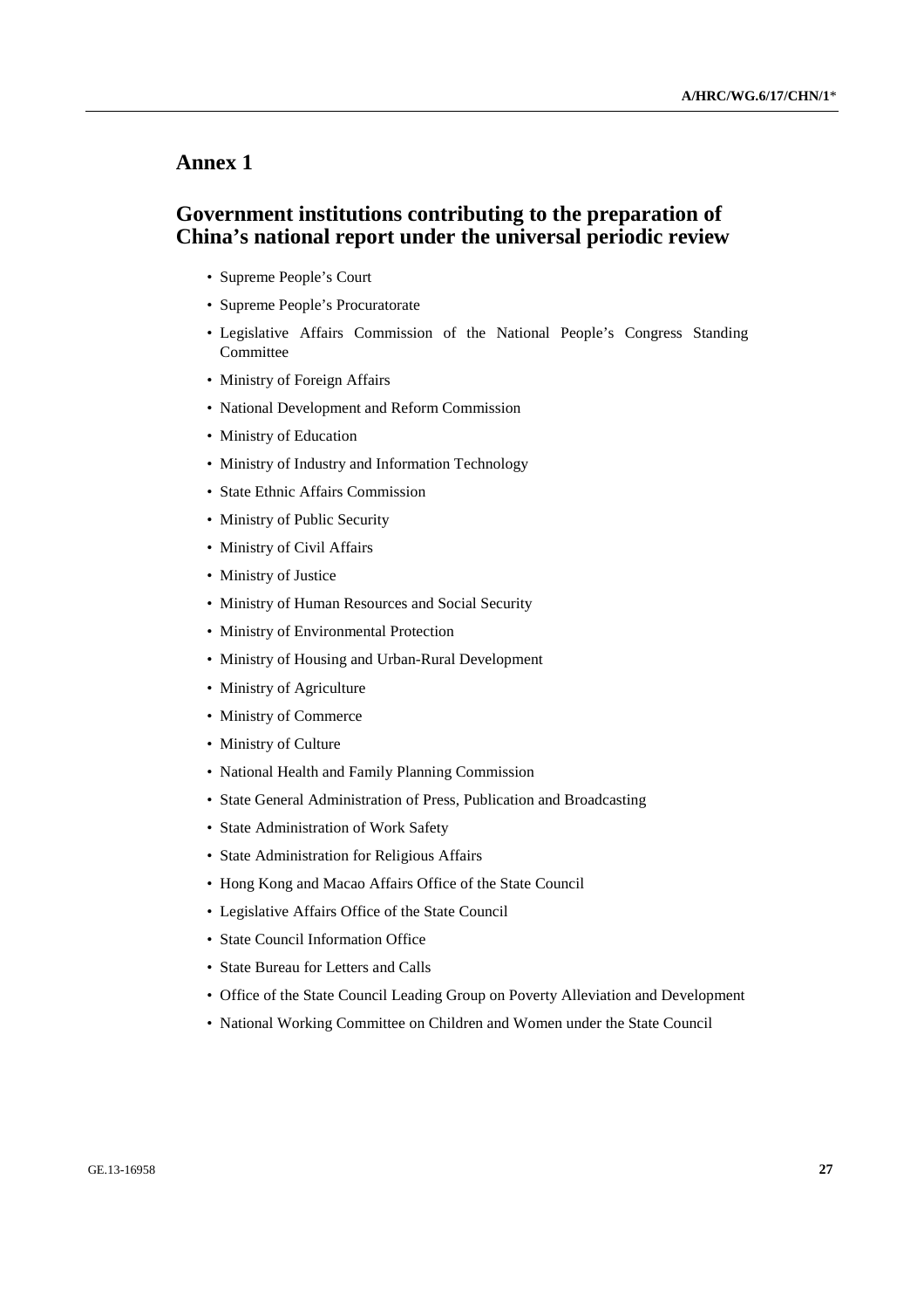## Annex 1

## Government institutions contributing to the preparation of China's national report under the universal periodic review

- Supreme People's Court
- Supreme People's Procuratorate
- Legislative Affairs Commission of the National People's Congress Standing Committee
- Ministry of Foreign Affairs
- National Development and Reform Commission
- Ministry of Education
- Ministry of Industry and Information Technology
- State Ethnic Affairs Commission
- Ministry of Public Security
- Ministry of Civil Affairs
- Ministry of Justice
- Ministry of Human Resources and Social Security
- Ministry of Environmental Protection
- Ministry of Housing and Urban-Rural Development
- Ministry of Agriculture
- Ministry of Commerce
- Ministry of Culture
- National Health and Family Planning Commission
- State General Administration of Press, Publication and Broadcasting
- State Administration of Work Safety
- State Administration for Religious Affairs
- Hong Kong and Macao Affairs Office of the State Council
- Legislative Affairs Office of the State Council
- State Council Information Office
- State Bureau for Letters and Calls
- Office of the State Council Leading Group on Poverty Alleviation and Development
- National Working Committee on Children and Women under the State Council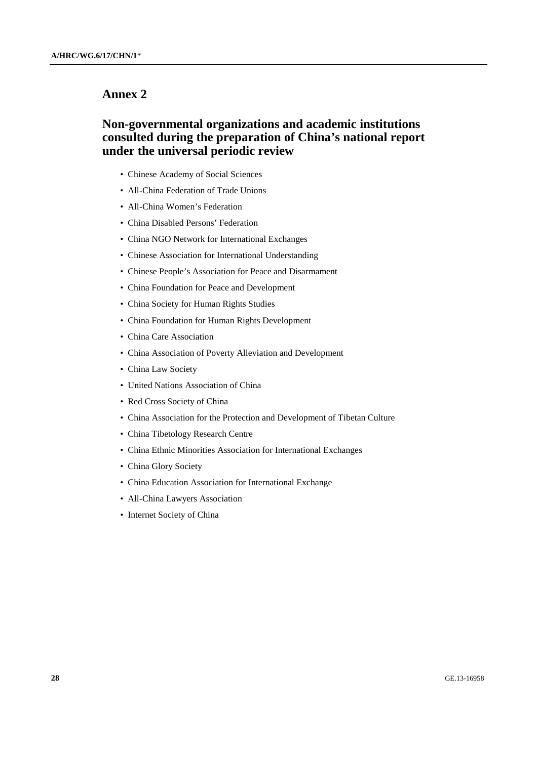# Annex 2

## Non-governmental organizations and academic institutions consulted during the preparation of China's national report under the universal periodic review

- Chinese Academy of Social Sciences
- All-China Federation of Trade Unions
- All-China Women's Federation
- China Disabled Persons' Federation
- China NGO Network for International Exchanges
- Chinese Association for International Understanding
- Chinese People's Association for Peace and Disarmament
- China Foundation for Peace and Development
- China Society for Human Rights Studies
- China Foundation for Human Rights Development
- China Care Association
- China Association of Poverty Alleviation and Development
- China Law Society
- United Nations Association of China
- Red Cross Society of China
- China Association for the Protection and Development of Tibetan Culture
- China Tibetology Research Centre
- China Ethnic Minorities Association for International Exchanges
- China Glory Society
- China Education Association for International Exchange
- All-China Lawyers Association
- Internet Society of China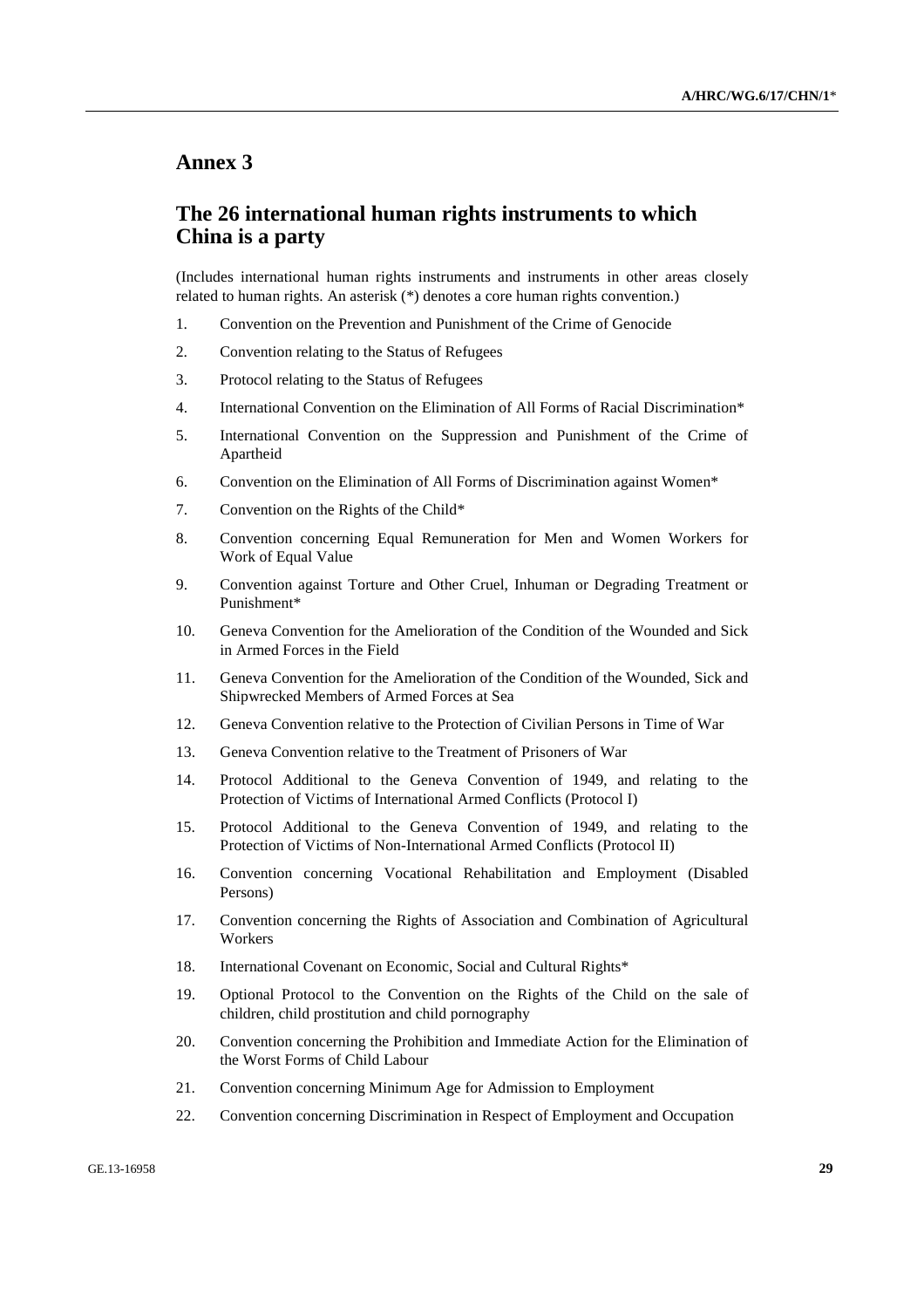# Annex 3

## The 26 international human rights instruments to which China is a party

(Includes international human rights instruments and instruments in other areas closely related to human rights. An asterisk (*) denotes a core human rights convention.)

1. Convention on the Prevention and Punishment of the Crime of Genocide
2. Convention relating to the Status of Refugees
3. Protocol relating to the Status of Refugees
4. International Convention on the Elimination of All Forms of Racial Discrimination*
5. International Convention on the Suppression and Punishment of the Crime of Apartheid
6. Convention on the Elimination of All Forms of Discrimination against Women*
7. Convention on the Rights of the Child*
8. Convention concerning Equal Remuneration for Men and Women Workers for Work of Equal Value
9. Convention against Torture and Other Cruel, Inhuman or Degrading Treatment or Punishment*
10. Geneva Convention for the Amelioration of the Condition of the Wounded and Sick in Armed Forces in the Field
11. Geneva Convention for the Amelioration of the Condition of the Wounded, Sick and Shipwrecked Members of Armed Forces at Sea
12. Geneva Convention relative to the Protection of Civilian Persons in Time of War
13. Geneva Convention relative to the Treatment of Prisoners of War
14. Protocol Additional to the Geneva Convention of 1949, and relating to the Protection of Victims of International Armed Conflicts (Protocol I)
15. Protocol Additional to the Geneva Convention of 1949, and relating to the Protection of Victims of Non-International Armed Conflicts (Protocol II)
16. Convention concerning Vocational Rehabilitation and Employment (Disabled Persons)
17. Convention concerning the Rights of Association and Combination of Agricultural Workers
18. International Covenant on Economic, Social and Cultural Rights*
19. Optional Protocol to the Convention on the Rights of the Child on the sale of children, child prostitution and child pornography
20. Convention concerning the Prohibition and Immediate Action for the Elimination of the Worst Forms of Child Labour
21. Convention concerning Minimum Age for Admission to Employment
22. Convention concerning Discrimination in Respect of Employment and Occupation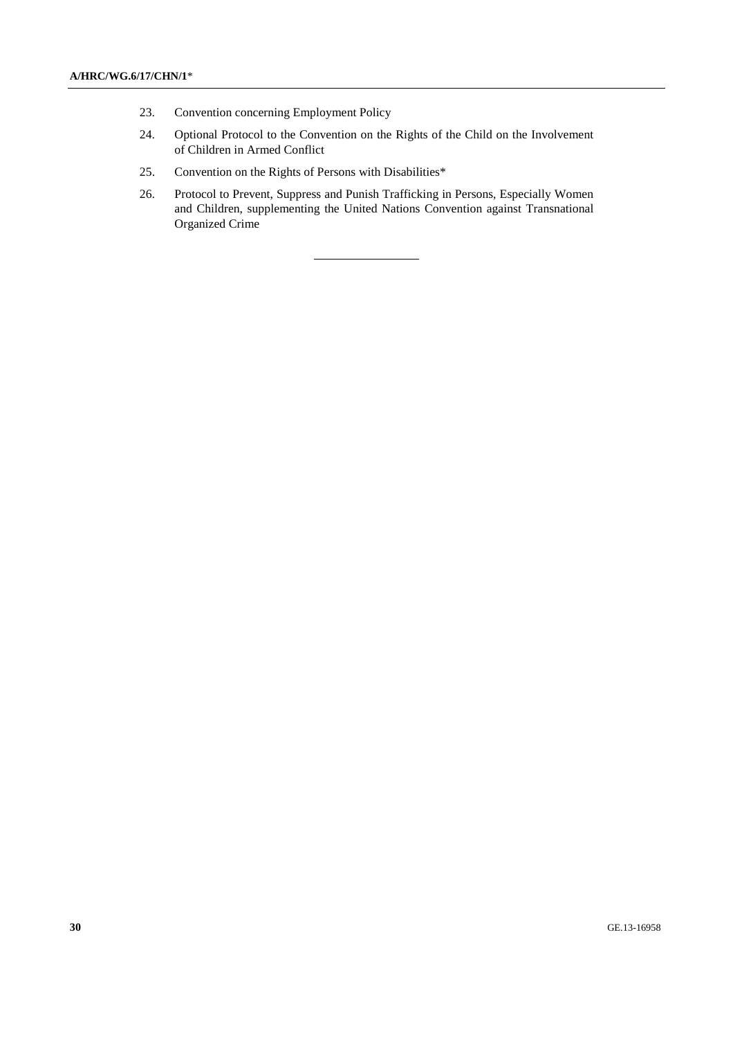23. Convention concerning Employment Policy

24. Optional Protocol to the Convention on the Rights of the Child on the Involvement of Children in Armed Conflict

25. Convention on the Rights of Persons with Disabilities*

26. Protocol to Prevent, Suppress and Punish Trafficking in Persons, Especially Women and Children, supplementing the United Nations Convention against Transnational Organized Crime